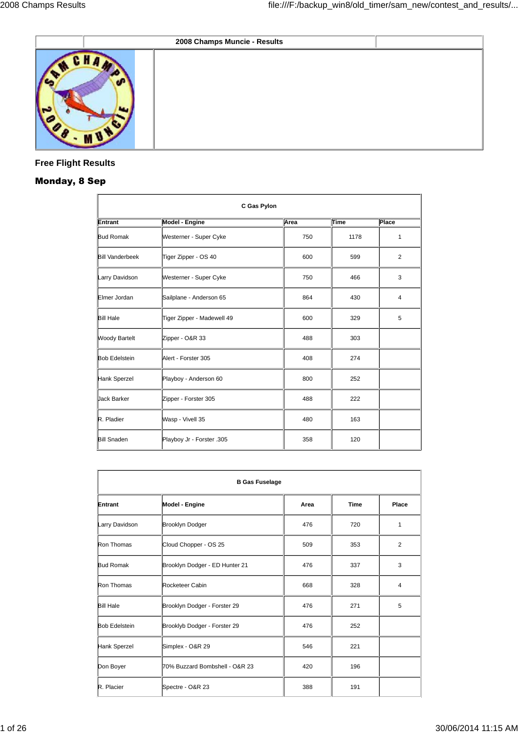| | 2008 Champs Muncie - Results | |
|---|---|---|

## Free Flight Results

### Monday, 8 Sep

| C Gas Pylon | | | | |
|---|---|---|---|---|
| **Entrant** | **Model - Engine** | **Area** | **Time** | **Place** |
| Bud Romak | Westerner - Super Cyke | 750 | 1178 | 1 |
| Bill Vanderbeek | Tiger Zipper - OS 40 | 600 | 599 | 2 |
| Larry Davidson | Westerner - Super Cyke | 750 | 466 | 3 |
| Elmer Jordan | Sailplane - Anderson 65 | 864 | 430 | 4 |
| Bill Hale | Tiger Zipper - Madewell 49 | 600 | 329 | 5 |
| Woody Bartelt | Zipper - O&R 33 | 488 | 303 | |
| Bob Edelstein | Alert - Forster 305 | 408 | 274 | |
| Hank Sperzel | Playboy - Anderson 60 | 800 | 252 | |
| Jack Barker | Zipper - Forster 305 | 488 | 222 | |
| R. Pladier | Wasp - Vivell 35 | 480 | 163 | |
| Bill Snaden | Playboy Jr - Forster .305 | 358 | 120 | |

| B Gas Fuselage | | | | |
|---|---|---|---|---|
| **Entrant** | **Model - Engine** | **Area** | **Time** | **Place** |
| Larry Davidson | Brooklyn Dodger | 476 | 720 | 1 |
| Ron Thomas | Cloud Chopper - OS 25 | 509 | 353 | 2 |
| Bud Romak | Brooklyn Dodger - ED Hunter 21 | 476 | 337 | 3 |
| Ron Thomas | Rocketeer Cabin | 668 | 328 | 4 |
| Bill Hale | Brooklyn Dodger - Forster 29 | 476 | 271 | 5 |
| Bob Edelstein | Brooklyb Dodger - Forster 29 | 476 | 252 | |
| Hank Sperzel | Simplex - O&R 29 | 546 | 221 | |
| Don Boyer | 70% Buzzard Bombshell - O&R 23 | 420 | 196 | |
| R. Placier | Spectre - O&R 23 | 388 | 191 | |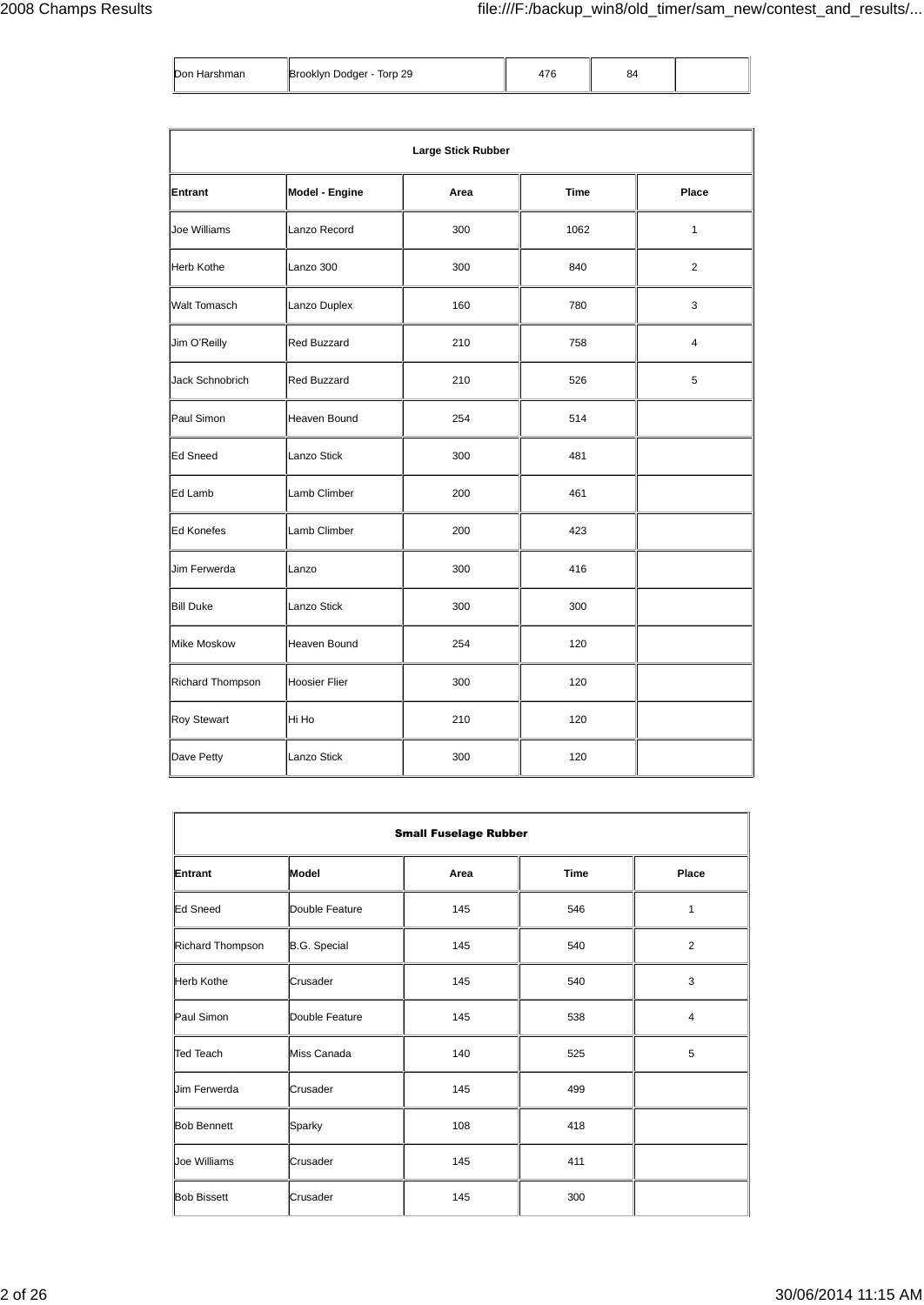| Don Harshman | Brooklyn Dodger - Torp 29 | 476 | 84 | |
|---|---|---|---|---|

| Large Stick Rubber | | | | |
|---|---|---|---|---|
| **Entrant** | **Model - Engine** | **Area** | **Time** | **Place** |
| Joe Williams | Lanzo Record | 300 | 1062 | 1 |
| Herb Kothe | Lanzo 300 | 300 | 840 | 2 |
| Walt Tomasch | Lanzo Duplex | 160 | 780 | 3 |
| Jim O'Reilly | Red Buzzard | 210 | 758 | 4 |
| Jack Schnobrich | Red Buzzard | 210 | 526 | 5 |
| Paul Simon | Heaven Bound | 254 | 514 | |
| Ed Sneed | Lanzo Stick | 300 | 481 | |
| Ed Lamb | Lamb Climber | 200 | 461 | |
| Ed Konefes | Lamb Climber | 200 | 423 | |
| Jim Ferwerda | Lanzo | 300 | 416 | |
| Bill Duke | Lanzo Stick | 300 | 300 | |
| Mike Moskow | Heaven Bound | 254 | 120 | |
| Richard Thompson | Hoosier Flier | 300 | 120 | |
| Roy Stewart | Hi Ho | 210 | 120 | |
| Dave Petty | Lanzo Stick | 300 | 120 | |

| Small Fuselage Rubber | | | | |
|---|---|---|---|---|
| **Entrant** | **Model** | **Area** | **Time** | **Place** |
| Ed Sneed | Double Feature | 145 | 546 | 1 |
| Richard Thompson | B.G. Special | 145 | 540 | 2 |
| Herb Kothe | Crusader | 145 | 540 | 3 |
| Paul Simon | Double Feature | 145 | 538 | 4 |
| Ted Teach | Miss Canada | 140 | 525 | 5 |
| Jim Ferwerda | Crusader | 145 | 499 | |
| Bob Bennett | Sparky | 108 | 418 | |
| Joe Williams | Crusader | 145 | 411 | |
| Bob Bissett | Crusader | 145 | 300 | |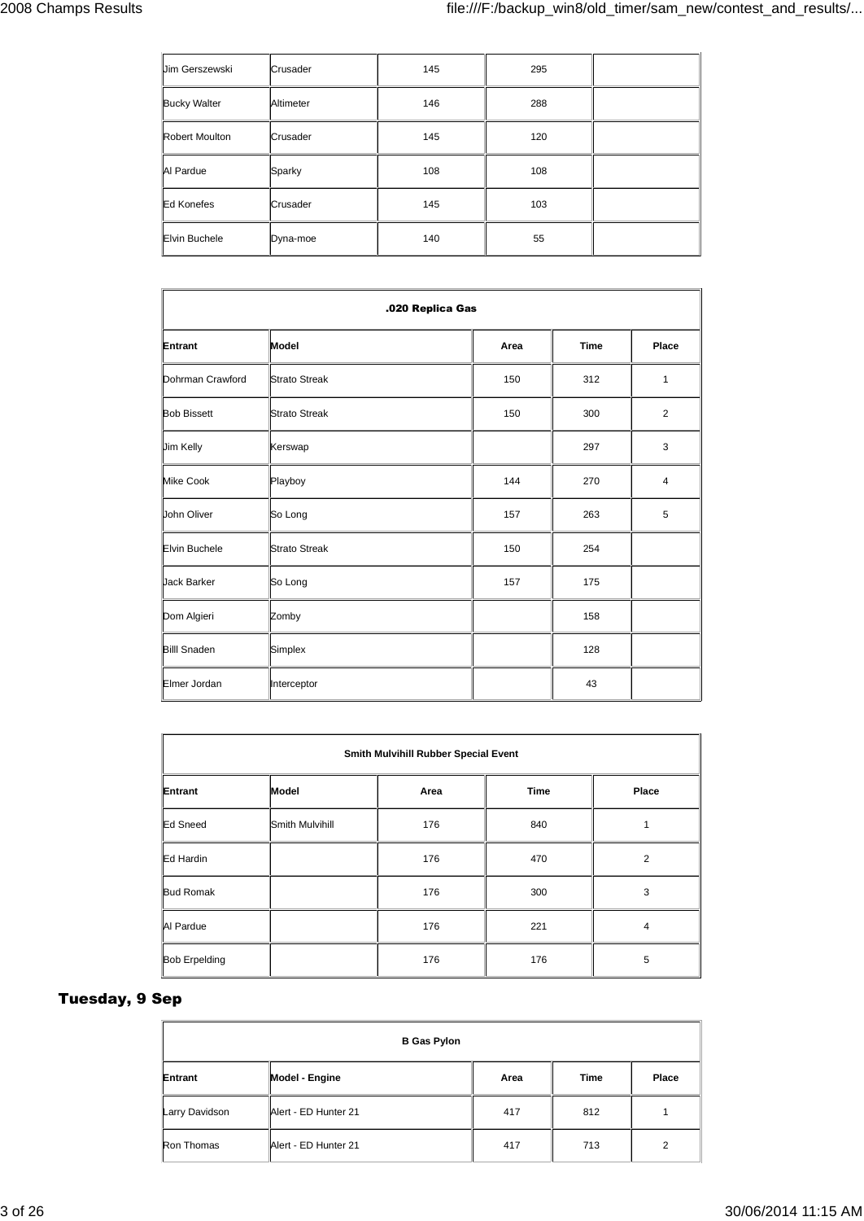| | | | | |
|---|---|---|---|---|
| Jim Gerszewski | Crusader | 145 | 295 | |
| Bucky Walter | Altimeter | 146 | 288 | |
| Robert Moulton | Crusader | 145 | 120 | |
| Al Pardue | Sparky | 108 | 108 | |
| Ed Konefes | Crusader | 145 | 103 | |
| Elvin Buchele | Dyna-moe | 140 | 55 | |

| .020 Replica Gas | | | | |
|---|---|---|---|---|
| **Entrant** | **Model** | **Area** | **Time** | **Place** |
| Dohrman Crawford | Strato Streak | 150 | 312 | 1 |
| Bob Bissett | Strato Streak | 150 | 300 | 2 |
| Jim Kelly | Kerswap | | 297 | 3 |
| Mike Cook | Playboy | 144 | 270 | 4 |
| John Oliver | So Long | 157 | 263 | 5 |
| Elvin Buchele | Strato Streak | 150 | 254 | |
| Jack Barker | So Long | 157 | 175 | |
| Dom Algieri | Zomby | | 158 | |
| Billl Snaden | Simplex | | 128 | |
| Elmer Jordan | Interceptor | | 43 | |

| Smith Mulvihill Rubber Special Event | | | | |
|---|---|---|---|---|
| **Entrant** | **Model** | **Area** | **Time** | **Place** |
| Ed Sneed | Smith Mulvihill | 176 | 840 | 1 |
| Ed Hardin | | 176 | 470 | 2 |
| Bud Romak | | 176 | 300 | 3 |
| Al Pardue | | 176 | 221 | 4 |
| Bob Erpelding | | 176 | 176 | 5 |

## Tuesday, 9 Sep

| B Gas Pylon | | | | |
|---|---|---|---|---|
| **Entrant** | **Model - Engine** | **Area** | **Time** | **Place** |
| Larry Davidson | Alert - ED Hunter 21 | 417 | 812 | 1 |
| Ron Thomas | Alert - ED Hunter 21 | 417 | 713 | 2 |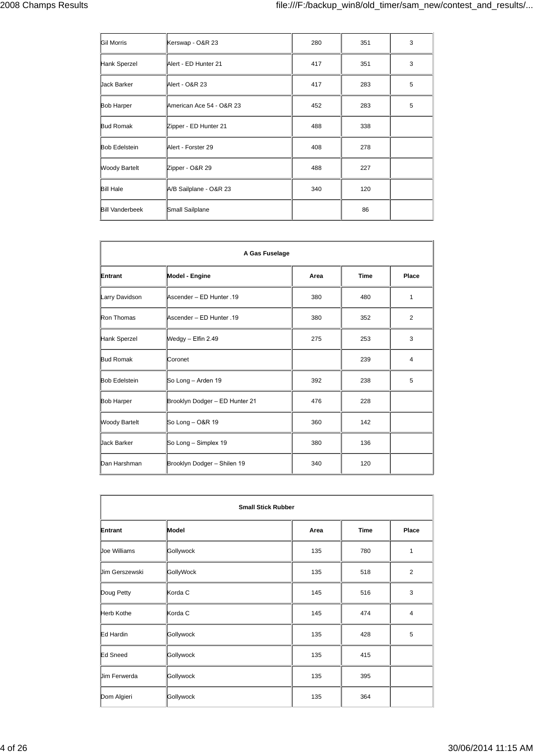| | | | | |
|---|---|---|---|---|
| Gil Morris | Kerswap - O&R 23 | 280 | 351 | 3 |
| Hank Sperzel | Alert - ED Hunter 21 | 417 | 351 | 3 |
| Jack Barker | Alert - O&R 23 | 417 | 283 | 5 |
| Bob Harper | American Ace 54 - O&R 23 | 452 | 283 | 5 |
| Bud Romak | Zipper - ED Hunter 21 | 488 | 338 | |
| Bob Edelstein | Alert - Forster 29 | 408 | 278 | |
| Woody Bartelt | Zipper - O&R 29 | 488 | 227 | |
| Bill Hale | A/B Sailplane - O&R 23 | 340 | 120 | |
| Bill Vanderbeek | Small Sailplane | | 86 | |

| A Gas Fuselage | | | | |
|---|---|---|---|---|
| **Entrant** | **Model - Engine** | **Area** | **Time** | **Place** |
| Larry Davidson | Ascender – ED Hunter .19 | 380 | 480 | 1 |
| Ron Thomas | Ascender – ED Hunter .19 | 380 | 352 | 2 |
| Hank Sperzel | Wedgy – Elfin 2.49 | 275 | 253 | 3 |
| Bud Romak | Coronet | | 239 | 4 |
| Bob Edelstein | So Long – Arden 19 | 392 | 238 | 5 |
| Bob Harper | Brooklyn Dodger – ED Hunter 21 | 476 | 228 | |
| Woody Bartelt | So Long – O&R 19 | 360 | 142 | |
| Jack Barker | So Long – Simplex 19 | 380 | 136 | |
| Dan Harshman | Brooklyn Dodger – Shilen 19 | 340 | 120 | |

| Small Stick Rubber | | | | |
|---|---|---|---|---|
| **Entrant** | **Model** | **Area** | **Time** | **Place** |
| Joe Williams | Gollywock | 135 | 780 | 1 |
| Jim Gerszewski | GollyWock | 135 | 518 | 2 |
| Doug Petty | Korda C | 145 | 516 | 3 |
| Herb Kothe | Korda C | 145 | 474 | 4 |
| Ed Hardin | Gollywock | 135 | 428 | 5 |
| Ed Sneed | Gollywock | 135 | 415 | |
| Jim Ferwerda | Gollywock | 135 | 395 | |
| Dom Algieri | Gollywock | 135 | 364 | |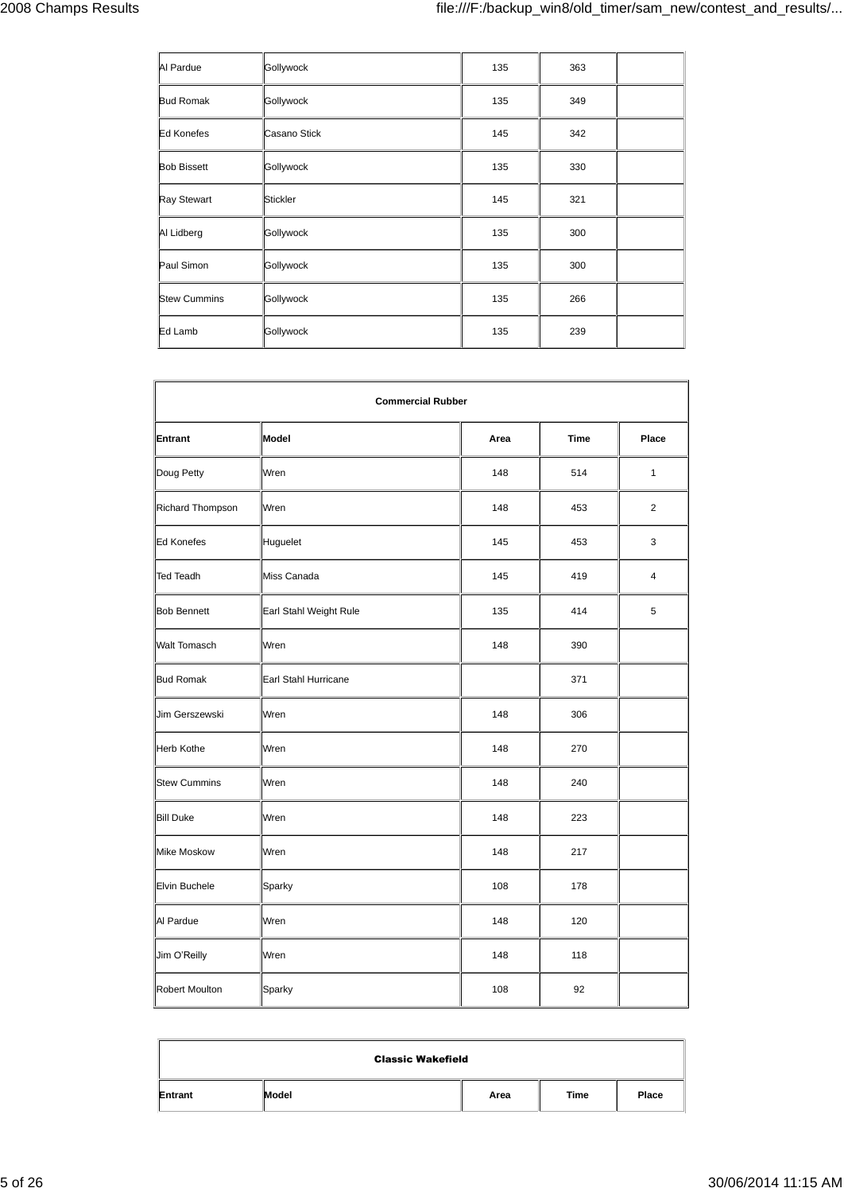| | | | | |
|---|---|---|---|---|
| Al Pardue | Gollywock | 135 | 363 | |
| Bud Romak | Gollywock | 135 | 349 | |
| Ed Konefes | Casano Stick | 145 | 342 | |
| Bob Bissett | Gollywock | 135 | 330 | |
| Ray Stewart | Stickler | 145 | 321 | |
| Al Lidberg | Gollywock | 135 | 300 | |
| Paul Simon | Gollywock | 135 | 300 | |
| Stew Cummins | Gollywock | 135 | 266 | |
| Ed Lamb | Gollywock | 135 | 239 | |

**Commercial Rubber**

| Entrant | Model | Area | Time | Place |
|---|---|---|---|---|
| Doug Petty | Wren | 148 | 514 | 1 |
| Richard Thompson | Wren | 148 | 453 | 2 |
| Ed Konefes | Huguelet | 145 | 453 | 3 |
| Ted Teadh | Miss Canada | 145 | 419 | 4 |
| Bob Bennett | Earl Stahl Weight Rule | 135 | 414 | 5 |
| Walt Tomasch | Wren | 148 | 390 | |
| Bud Romak | Earl Stahl Hurricane | | 371 | |
| Jim Gerszewski | Wren | 148 | 306 | |
| Herb Kothe | Wren | 148 | 270 | |
| Stew Cummins | Wren | 148 | 240 | |
| Bill Duke | Wren | 148 | 223 | |
| Mike Moskow | Wren | 148 | 217 | |
| Elvin Buchele | Sparky | 108 | 178 | |
| Al Pardue | Wren | 148 | 120 | |
| Jim O'Reilly | Wren | 148 | 118 | |
| Robert Moulton | Sparky | 108 | 92 | |

**Classic Wakefield**

| Entrant | Model | Area | Time | Place |
|---|---|---|---|---|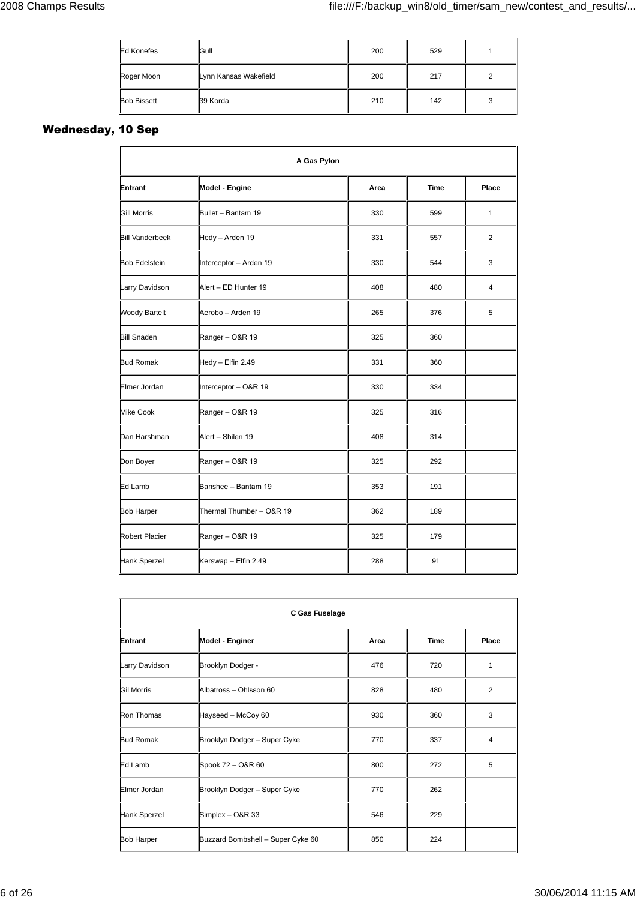| | | | | |
|---|---|---|---|---|
| Ed Konefes | Gull | 200 | 529 | 1 |
| Roger Moon | Lynn Kansas Wakefield | 200 | 217 | 2 |
| Bob Bissett | 39 Korda | 210 | 142 | 3 |

## Wednesday, 10 Sep

| A Gas Pylon | | | | |
|---|---|---|---|---|
| **Entrant** | **Model - Engine** | **Area** | **Time** | **Place** |
| Gill Morris | Bullet – Bantam 19 | 330 | 599 | 1 |
| Bill Vanderbeek | Hedy – Arden 19 | 331 | 557 | 2 |
| Bob Edelstein | Interceptor – Arden 19 | 330 | 544 | 3 |
| Larry Davidson | Alert – ED Hunter 19 | 408 | 480 | 4 |
| Woody Bartelt | Aerobo – Arden 19 | 265 | 376 | 5 |
| Bill Snaden | Ranger – O&R 19 | 325 | 360 | |
| Bud Romak | Hedy – Elfin 2.49 | 331 | 360 | |
| Elmer Jordan | Interceptor – O&R 19 | 330 | 334 | |
| Mike Cook | Ranger – O&R 19 | 325 | 316 | |
| Dan Harshman | Alert – Shilen 19 | 408 | 314 | |
| Don Boyer | Ranger – O&R 19 | 325 | 292 | |
| Ed Lamb | Banshee – Bantam 19 | 353 | 191 | |
| Bob Harper | Thermal Thumber – O&R 19 | 362 | 189 | |
| Robert Placier | Ranger – O&R 19 | 325 | 179 | |
| Hank Sperzel | Kerswap – Elfin 2.49 | 288 | 91 | |

| C Gas Fuselage | | | | |
|---|---|---|---|---|
| **Entrant** | **Model - Enginer** | **Area** | **Time** | **Place** |
| Larry Davidson | Brooklyn Dodger - | 476 | 720 | 1 |
| Gil Morris | Albatross – Ohlsson 60 | 828 | 480 | 2 |
| Ron Thomas | Hayseed – McCoy 60 | 930 | 360 | 3 |
| Bud Romak | Brooklyn Dodger – Super Cyke | 770 | 337 | 4 |
| Ed Lamb | Spook 72 – O&R 60 | 800 | 272 | 5 |
| Elmer Jordan | Brooklyn Dodger – Super Cyke | 770 | 262 | |
| Hank Sperzel | Simplex – O&R 33 | 546 | 229 | |
| Bob Harper | Buzzard Bombshell – Super Cyke 60 | 850 | 224 | |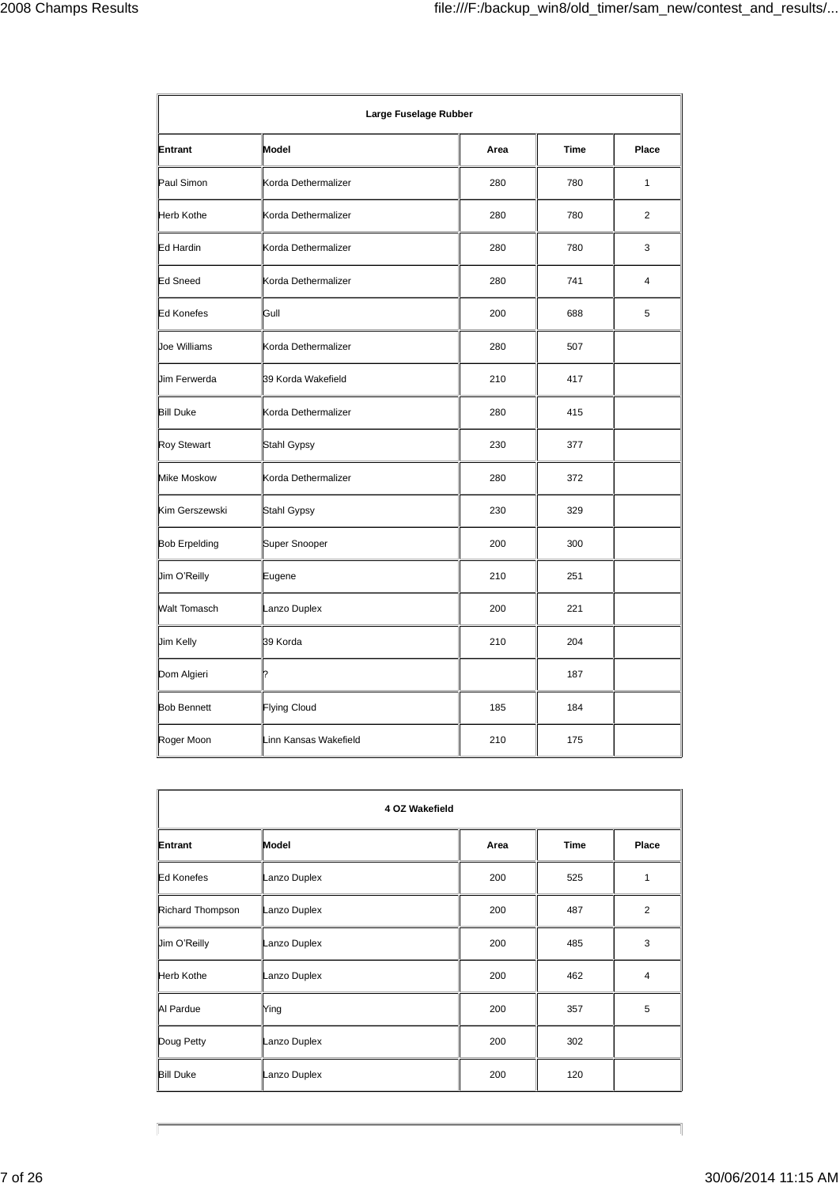| Large Fuselage Rubber | | | | |
|---|---|---|---|---|
| Entrant | Model | Area | Time | Place |
| Paul Simon | Korda Dethermalizer | 280 | 780 | 1 |
| Herb Kothe | Korda Dethermalizer | 280 | 780 | 2 |
| Ed Hardin | Korda Dethermalizer | 280 | 780 | 3 |
| Ed Sneed | Korda Dethermalizer | 280 | 741 | 4 |
| Ed Konefes | Gull | 200 | 688 | 5 |
| Joe Williams | Korda Dethermalizer | 280 | 507 | |
| Jim Ferwerda | 39 Korda Wakefield | 210 | 417 | |
| Bill Duke | Korda Dethermalizer | 280 | 415 | |
| Roy Stewart | Stahl Gypsy | 230 | 377 | |
| Mike Moskow | Korda Dethermalizer | 280 | 372 | |
| Kim Gerszewski | Stahl Gypsy | 230 | 329 | |
| Bob Erpelding | Super Snooper | 200 | 300 | |
| Jim O'Reilly | Eugene | 210 | 251 | |
| Walt Tomasch | Lanzo Duplex | 200 | 221 | |
| Jim Kelly | 39 Korda | 210 | 204 | |
| Dom Algieri | ? | | 187 | |
| Bob Bennett | Flying Cloud | 185 | 184 | |
| Roger Moon | Linn Kansas Wakefield | 210 | 175 | |

| 4 OZ Wakefield | | | | |
|---|---|---|---|---|
| Entrant | Model | Area | Time | Place |
| Ed Konefes | Lanzo Duplex | 200 | 525 | 1 |
| Richard Thompson | Lanzo Duplex | 200 | 487 | 2 |
| Jim O'Reilly | Lanzo Duplex | 200 | 485 | 3 |
| Herb Kothe | Lanzo Duplex | 200 | 462 | 4 |
| Al Pardue | Ying | 200 | 357 | 5 |
| Doug Petty | Lanzo Duplex | 200 | 302 | |
| Bill Duke | Lanzo Duplex | 200 | 120 | |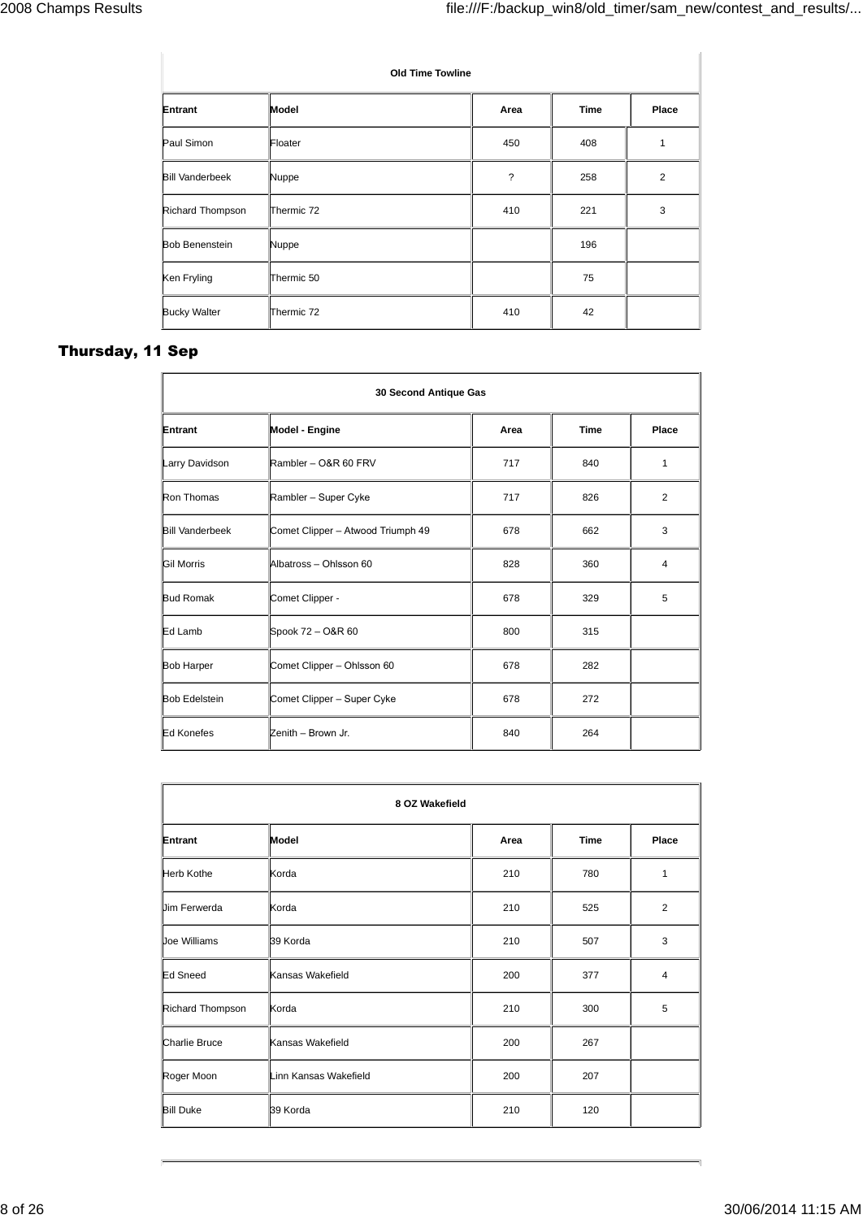| Old Time Towline | | | | |
|---|---|---|---|---|
| **Entrant** | **Model** | **Area** | **Time** | **Place** |
| Paul Simon | Floater | 450 | 408 | 1 |
| Bill Vanderbeek | Nuppe | ? | 258 | 2 |
| Richard Thompson | Thermic 72 | 410 | 221 | 3 |
| Bob Benenstein | Nuppe | | 196 | |
| Ken Fryling | Thermic 50 | | 75 | |
| Bucky Walter | Thermic 72 | 410 | 42 | |

## Thursday, 11 Sep

| 30 Second Antique Gas | | | | |
|---|---|---|---|---|
| **Entrant** | **Model - Engine** | **Area** | **Time** | **Place** |
| Larry Davidson | Rambler – O&R 60 FRV | 717 | 840 | 1 |
| Ron Thomas | Rambler – Super Cyke | 717 | 826 | 2 |
| Bill Vanderbeek | Comet Clipper – Atwood Triumph 49 | 678 | 662 | 3 |
| Gil Morris | Albatross – Ohlsson 60 | 828 | 360 | 4 |
| Bud Romak | Comet Clipper - | 678 | 329 | 5 |
| Ed Lamb | Spook 72 – O&R 60 | 800 | 315 | |
| Bob Harper | Comet Clipper – Ohlsson 60 | 678 | 282 | |
| Bob Edelstein | Comet Clipper – Super Cyke | 678 | 272 | |
| Ed Konefes | Zenith – Brown Jr. | 840 | 264 | |

| 8 OZ Wakefield | | | | |
|---|---|---|---|---|
| **Entrant** | **Model** | **Area** | **Time** | **Place** |
| Herb Kothe | Korda | 210 | 780 | 1 |
| Jim Ferwerda | Korda | 210 | 525 | 2 |
| Joe Williams | 39 Korda | 210 | 507 | 3 |
| Ed Sneed | Kansas Wakefield | 200 | 377 | 4 |
| Richard Thompson | Korda | 210 | 300 | 5 |
| Charlie Bruce | Kansas Wakefield | 200 | 267 | |
| Roger Moon | Linn Kansas Wakefield | 200 | 207 | |
| Bill Duke | 39 Korda | 210 | 120 | |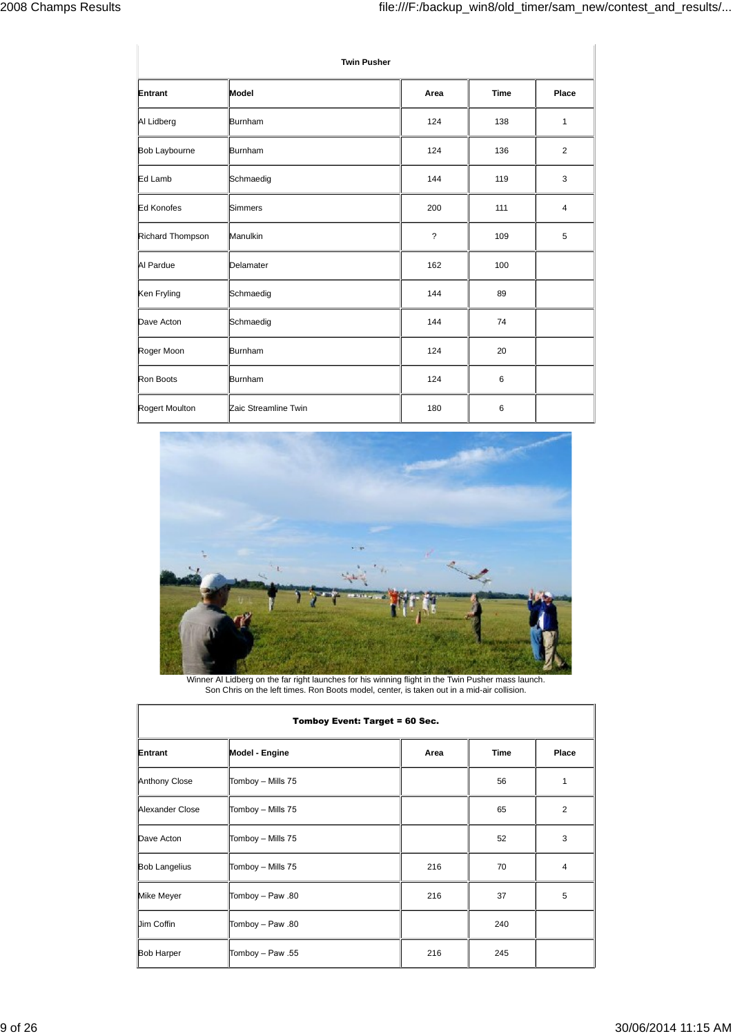| Twin Pusher | | | | |
| --- | --- | --- | --- | --- |
| **Entrant** | **Model** | **Area** | **Time** | **Place** |
| Al Lidberg | Burnham | 124 | 138 | 1 |
| Bob Laybourne | Burnham | 124 | 136 | 2 |
| Ed Lamb | Schmaedig | 144 | 119 | 3 |
| Ed Konofes | Simmers | 200 | 111 | 4 |
| Richard Thompson | Manulkin | ? | 109 | 5 |
| Al Pardue | Delamater | 162 | 100 | |
| Ken Fryling | Schmaedig | 144 | 89 | |
| Dave Acton | Schmaedig | 144 | 74 | |
| Roger Moon | Burnham | 124 | 20 | |
| Ron Boots | Burnham | 124 | 6 | |
| Rogert Moulton | Zaic Streamline Twin | 180 | 6 | |

Winner Al Lidberg on the far right launches for his winning flight in the Twin Pusher mass launch.
Son Chris on the left times. Ron Boots model, center, is taken out in a mid-air collision.

| Tomboy Event: Target = 60 Sec. | | | | |
| --- | --- | --- | --- | --- |
| **Entrant** | **Model - Engine** | **Area** | **Time** | **Place** |
| Anthony Close | Tomboy – Mills 75 | | 56 | 1 |
| Alexander Close | Tomboy – Mills 75 | | 65 | 2 |
| Dave Acton | Tomboy – Mills 75 | | 52 | 3 |
| Bob Langelius | Tomboy – Mills 75 | 216 | 70 | 4 |
| Mike Meyer | Tomboy – Paw .80 | 216 | 37 | 5 |
| Jim Coffin | Tomboy – Paw .80 | | 240 | |
| Bob Harper | Tomboy – Paw .55 | 216 | 245 | |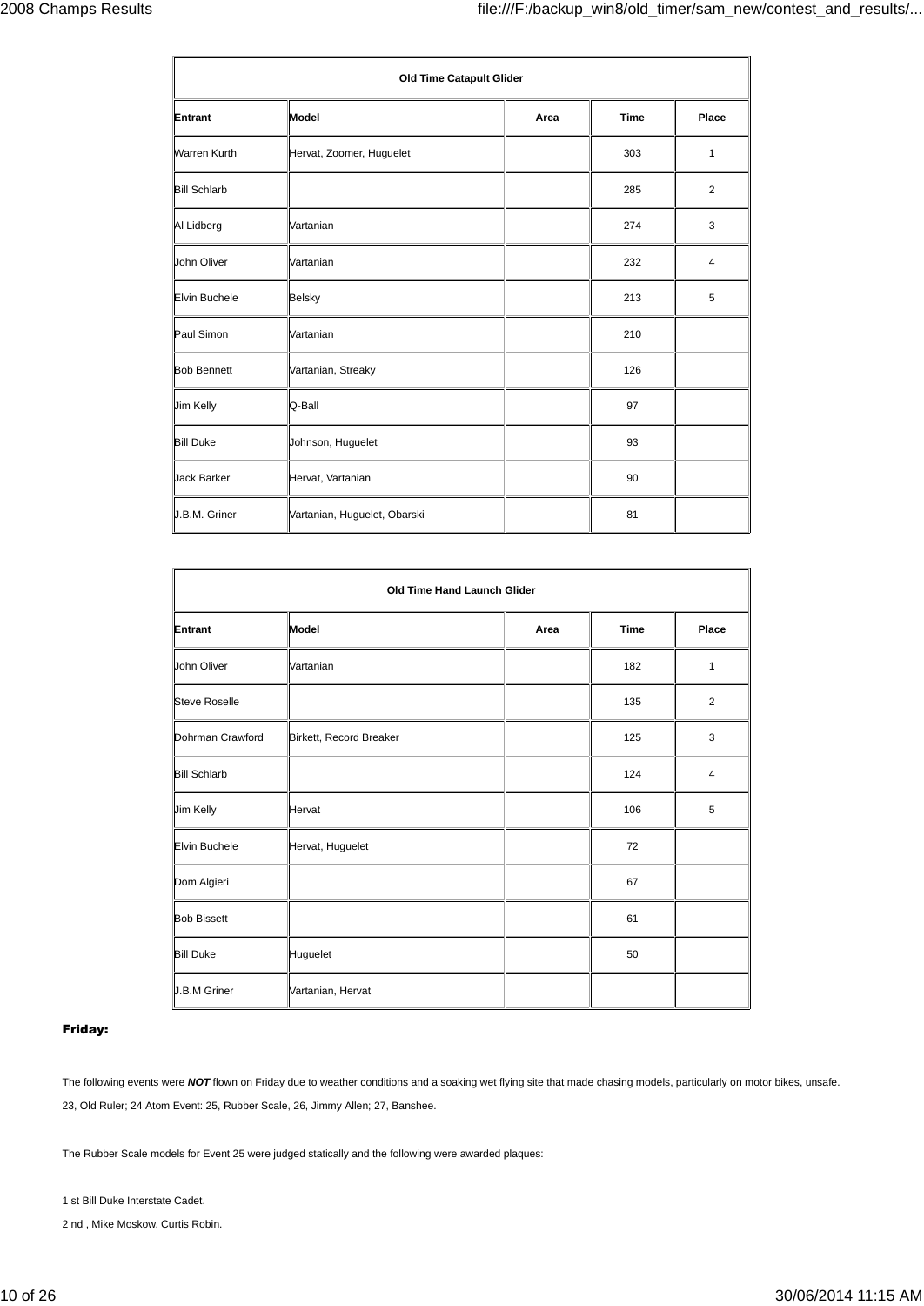| Old Time Catapult Glider | | | | |
|---|---|---|---|---|
| Entrant | Model | Area | Time | Place |
| Warren Kurth | Hervat, Zoomer, Huguelet | | 303 | 1 |
| Bill Schlarb | | | 285 | 2 |
| Al Lidberg | Vartanian | | 274 | 3 |
| John Oliver | Vartanian | | 232 | 4 |
| Elvin Buchele | Belsky | | 213 | 5 |
| Paul Simon | Vartanian | | 210 | |
| Bob Bennett | Vartanian, Streaky | | 126 | |
| Jim Kelly | Q-Ball | | 97 | |
| Bill Duke | Johnson, Huguelet | | 93 | |
| Jack Barker | Hervat, Vartanian | | 90 | |
| J.B.M. Griner | Vartanian, Huguelet, Obarski | | 81 | |

| Old Time Hand Launch Glider | | | | |
|---|---|---|---|---|
| Entrant | Model | Area | Time | Place |
| John Oliver | Vartanian | | 182 | 1 |
| Steve Roselle | | | 135 | 2 |
| Dohrman Crawford | Birkett, Record Breaker | | 125 | 3 |
| Bill Schlarb | | | 124 | 4 |
| Jim Kelly | Hervat | | 106 | 5 |
| Elvin Buchele | Hervat, Huguelet | | 72 | |
| Dom Algieri | | | 67 | |
| Bob Bissett | | | 61 | |
| Bill Duke | Huguelet | | 50 | |
| J.B.M Griner | Vartanian, Hervat | | | |

**Friday:**

The following events were ***NOT*** flown on Friday due to weather conditions and a soaking wet flying site that made chasing models, particularly on motor bikes, unsafe.

23, Old Ruler; 24 Atom Event: 25, Rubber Scale, 26, Jimmy Allen; 27, Banshee.

The Rubber Scale models for Event 25 were judged statically and the following were awarded plaques:

1 st Bill Duke Interstate Cadet.

2 nd , Mike Moskow, Curtis Robin.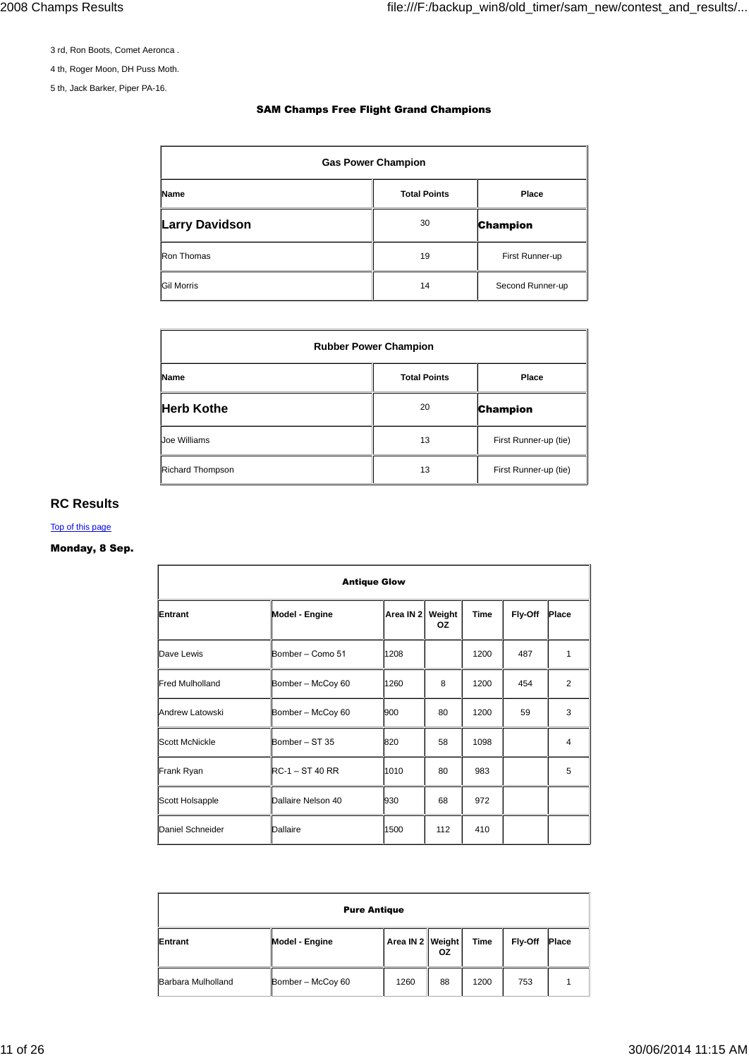3 rd, Ron Boots, Comet Aeronca .

4 th, Roger Moon, DH Puss Moth.

5 th, Jack Barker, Piper PA-16.

### SAM Champs Free Flight Grand Champions

| Gas Power Champion | | |
|---|---|---|
| **Name** | **Total Points** | **Place** |
| **Larry Davidson** | 30 | **Champion** |
| Ron Thomas | 19 | First Runner-up |
| Gil Morris | 14 | Second Runner-up |

| Rubber Power Champion | | |
|---|---|---|
| **Name** | **Total Points** | **Place** |
| **Herb Kothe** | 20 | **Champion** |
| Joe Williams | 13 | First Runner-up (tie) |
| Richard Thompson | 13 | First Runner-up (tie) |

## RC Results

[Top of this page]

**Monday, 8 Sep.**

| Antique Glow | | | | | | |
|---|---|---|---|---|---|---|
| **Entrant** | **Model - Engine** | **Area IN 2** | **Weight OZ** | **Time** | **Fly-Off** | **Place** |
| Dave Lewis | Bomber – Como 51 | 1208 | | 1200 | 487 | 1 |
| Fred Mulholland | Bomber – McCoy 60 | 1260 | 8 | 1200 | 454 | 2 |
| Andrew Latowski | Bomber – McCoy 60 | 900 | 80 | 1200 | 59 | 3 |
| Scott McNickle | Bomber – ST 35 | 820 | 58 | 1098 | | 4 |
| Frank Ryan | RC-1 – ST 40 RR | 1010 | 80 | 983 | | 5 |
| Scott Holsapple | Dallaire Nelson 40 | 930 | 68 | 972 | | |
| Daniel Schneider | Dallaire | 1500 | 112 | 410 | | |

| Pure Antique | | | | | | |
|---|---|---|---|---|---|---|
| **Entrant** | **Model - Engine** | **Area IN 2** | **Weight OZ** | **Time** | **Fly-Off** | **Place** |
| Barbara Mulholland | Bomber – McCoy 60 | 1260 | 88 | 1200 | 753 | 1 |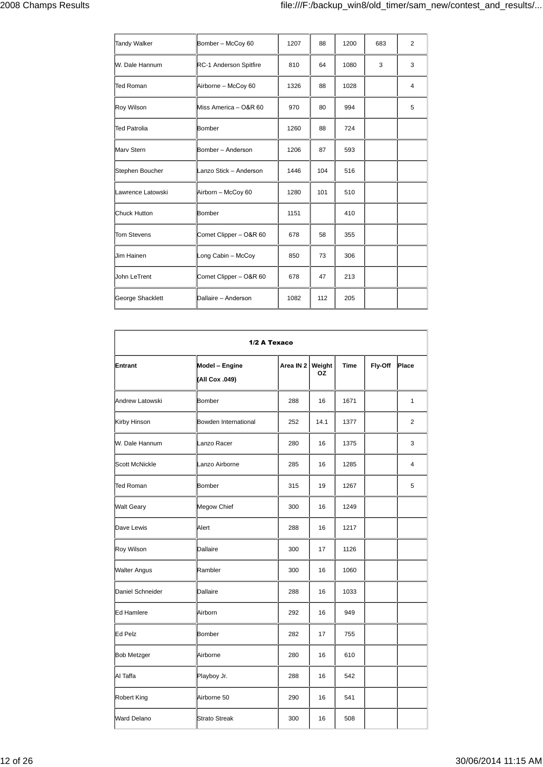| | | | | | | |
|---|---|---|---|---|---|---|
| Tandy Walker | Bomber – McCoy 60 | 1207 | 88 | 1200 | 683 | 2 |
| W. Dale Hannum | RC-1 Anderson Spitfire | 810 | 64 | 1080 | 3 | 3 |
| Ted Roman | Airborne – McCoy 60 | 1326 | 88 | 1028 | | 4 |
| Roy Wilson | Miss America – O&R 60 | 970 | 80 | 994 | | 5 |
| Ted Patrolia | Bomber | 1260 | 88 | 724 | | |
| Marv Stern | Bomber – Anderson | 1206 | 87 | 593 | | |
| Stephen Boucher | Lanzo Stick – Anderson | 1446 | 104 | 516 | | |
| Lawrence Latowski | Airborn – McCoy 60 | 1280 | 101 | 510 | | |
| Chuck Hutton | Bomber | 1151 | | 410 | | |
| Tom Stevens | Comet Clipper – O&R 60 | 678 | 58 | 355 | | |
| Jim Hainen | Long Cabin – McCoy | 850 | 73 | 306 | | |
| John LeTrent | Comet Clipper – O&R 60 | 678 | 47 | 213 | | |
| George Shacklett | Dallaire – Anderson | 1082 | 112 | 205 | | |

**1/2 A Texaco**

| Entrant | Model – Engine (All Cox .049) | Area IN 2 | Weight OZ | Time | Fly-Off | Place |
|---|---|---|---|---|---|---|
| Andrew Latowski | Bomber | 288 | 16 | 1671 | | 1 |
| Kirby Hinson | Bowden International | 252 | 14.1 | 1377 | | 2 |
| W. Dale Hannum | Lanzo Racer | 280 | 16 | 1375 | | 3 |
| Scott McNickle | Lanzo Airborne | 285 | 16 | 1285 | | 4 |
| Ted Roman | Bomber | 315 | 19 | 1267 | | 5 |
| Walt Geary | Megow Chief | 300 | 16 | 1249 | | |
| Dave Lewis | Alert | 288 | 16 | 1217 | | |
| Roy Wilson | Dallaire | 300 | 17 | 1126 | | |
| Walter Angus | Rambler | 300 | 16 | 1060 | | |
| Daniel Schneider | Dallaire | 288 | 16 | 1033 | | |
| Ed Hamlere | Airborn | 292 | 16 | 949 | | |
| Ed Pelz | Bomber | 282 | 17 | 755 | | |
| Bob Metzger | Airborne | 280 | 16 | 610 | | |
| Al Taffa | Playboy Jr. | 288 | 16 | 542 | | |
| Robert King | Airborne 50 | 290 | 16 | 541 | | |
| Ward Delano | Strato Streak | 300 | 16 | 508 | | |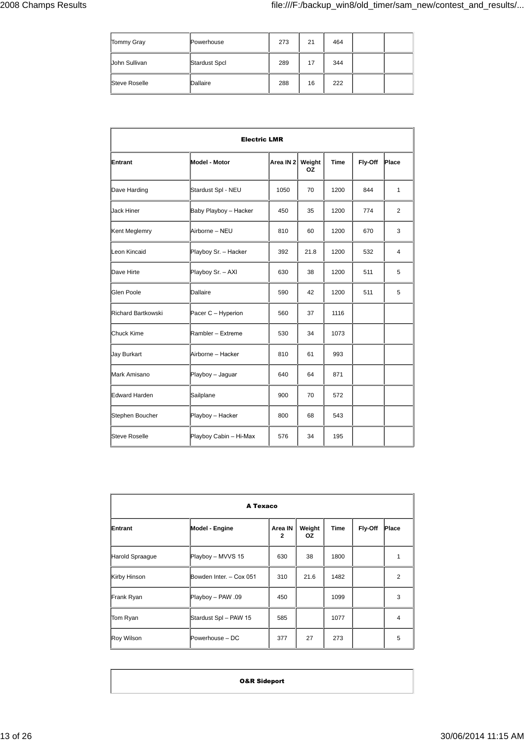| | | | | | | |
|---|---|---|---|---|---|---|
| Tommy Gray | Powerhouse | 273 | 21 | 464 | | |
| John Sullivan | Stardust Spcl | 289 | 17 | 344 | | |
| Steve Roselle | Dallaire | 288 | 16 | 222 | | |

**Electric LMR**

| Entrant | Model - Motor | Area IN 2 | Weight OZ | Time | Fly-Off | Place |
|---|---|---|---|---|---|---|
| Dave Harding | Stardust Spl - NEU | 1050 | 70 | 1200 | 844 | 1 |
| Jack Hiner | Baby Playboy – Hacker | 450 | 35 | 1200 | 774 | 2 |
| Kent Meglemry | Airborne – NEU | 810 | 60 | 1200 | 670 | 3 |
| Leon Kincaid | Playboy Sr. – Hacker | 392 | 21.8 | 1200 | 532 | 4 |
| Dave Hirte | Playboy Sr. – AXI | 630 | 38 | 1200 | 511 | 5 |
| Glen Poole | Dallaire | 590 | 42 | 1200 | 511 | 5 |
| Richard Bartkowski | Pacer C – Hyperion | 560 | 37 | 1116 | | |
| Chuck Kime | Rambler – Extreme | 530 | 34 | 1073 | | |
| Jay Burkart | Airborne – Hacker | 810 | 61 | 993 | | |
| Mark Amisano | Playboy – Jaguar | 640 | 64 | 871 | | |
| Edward Harden | Sailplane | 900 | 70 | 572 | | |
| Stephen Boucher | Playboy – Hacker | 800 | 68 | 543 | | |
| Steve Roselle | Playboy Cabin – Hi-Max | 576 | 34 | 195 | | |

**A Texaco**

| Entrant | Model - Engine | Area IN 2 | Weight OZ | Time | Fly-Off | Place |
|---|---|---|---|---|---|---|
| Harold Spraague | Playboy – MVVS 15 | 630 | 38 | 1800 | | 1 |
| Kirby Hinson | Bowden Inter. – Cox 051 | 310 | 21.6 | 1482 | | 2 |
| Frank Ryan | Playboy – PAW .09 | 450 | | 1099 | | 3 |
| Tom Ryan | Stardust Spl – PAW 15 | 585 | | 1077 | | 4 |
| Roy Wilson | Powerhouse – DC | 377 | 27 | 273 | | 5 |

**O&R Sideport**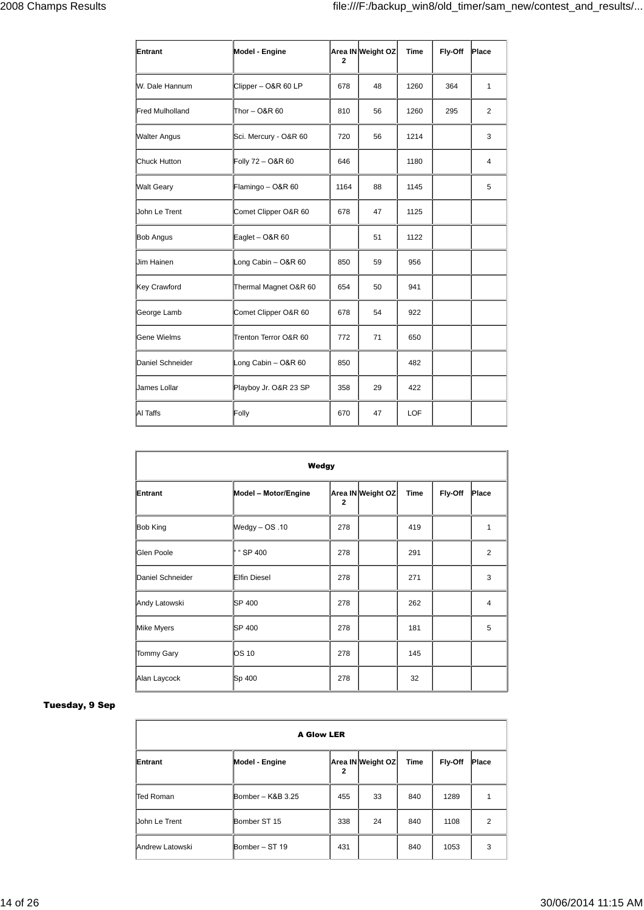| Entrant | Model - Engine | Area IN 2 | Weight OZ | Time | Fly-Off | Place |
|---|---|---|---|---|---|---|
| W. Dale Hannum | Clipper – O&R 60 LP | 678 | 48 | 1260 | 364 | 1 |
| Fred Mulholland | Thor – O&R 60 | 810 | 56 | 1260 | 295 | 2 |
| Walter Angus | Sci. Mercury - O&R 60 | 720 | 56 | 1214 | | 3 |
| Chuck Hutton | Folly 72 – O&R 60 | 646 | | 1180 | | 4 |
| Walt Geary | Flamingo – O&R 60 | 1164 | 88 | 1145 | | 5 |
| John Le Trent | Comet Clipper O&R 60 | 678 | 47 | 1125 | | |
| Bob Angus | Eaglet – O&R 60 | | 51 | 1122 | | |
| Jim Hainen | Long Cabin – O&R 60 | 850 | 59 | 956 | | |
| Key Crawford | Thermal Magnet O&R 60 | 654 | 50 | 941 | | |
| George Lamb | Comet Clipper O&R 60 | 678 | 54 | 922 | | |
| Gene Wielms | Trenton Terror O&R 60 | 772 | 71 | 650 | | |
| Daniel Schneider | Long Cabin – O&R 60 | 850 | | 482 | | |
| James Lollar | Playboy Jr. O&R 23 SP | 358 | 29 | 422 | | |
| Al Taffs | Folly | 670 | 47 | LOF | | |

| Wedgy | | | | | | |
|---|---|---|---|---|---|---|
| Entrant | Model – Motor/Engine | Area IN 2 | Weight OZ | Time | Fly-Off | Place |
| Bob King | Wedgy – OS .10 | 278 | | 419 | | 1 |
| Glen Poole | " " SP 400 | 278 | | 291 | | 2 |
| Daniel Schneider | Elfin Diesel | 278 | | 271 | | 3 |
| Andy Latowski | SP 400 | 278 | | 262 | | 4 |
| Mike Myers | SP 400 | 278 | | 181 | | 5 |
| Tommy Gary | OS 10 | 278 | | 145 | | |
| Alan Laycock | Sp 400 | 278 | | 32 | | |

**Tuesday, 9 Sep**

| A Glow LER | | | | | | |
|---|---|---|---|---|---|---|
| Entrant | Model - Engine | Area IN 2 | Weight OZ | Time | Fly-Off | Place |
| Ted Roman | Bomber – K&B 3.25 | 455 | 33 | 840 | 1289 | 1 |
| John Le Trent | Bomber ST 15 | 338 | 24 | 840 | 1108 | 2 |
| Andrew Latowski | Bomber – ST 19 | 431 | | 840 | 1053 | 3 |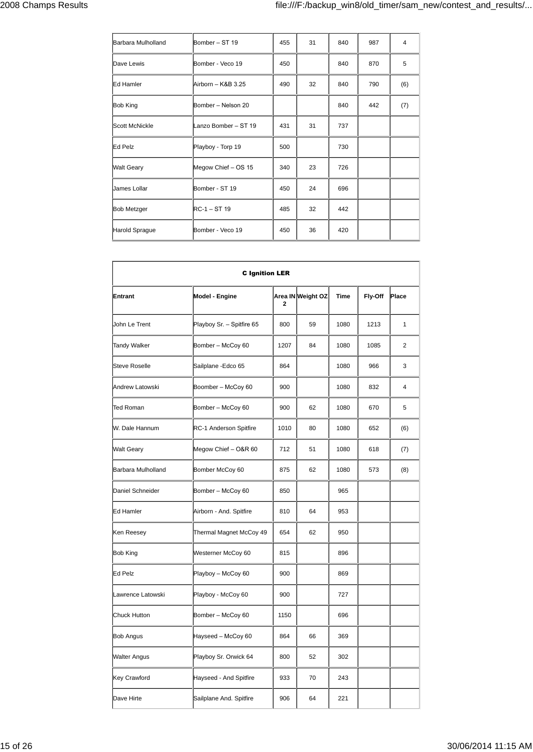| | | | | | | |
|---|---|---|---|---|---|---|
| Barbara Mulholland | Bomber – ST 19 | 455 | 31 | 840 | 987 | 4 |
| Dave Lewis | Bomber - Veco 19 | 450 | | 840 | 870 | 5 |
| Ed Hamler | Airborn – K&B 3.25 | 490 | 32 | 840 | 790 | (6) |
| Bob King | Bomber – Nelson 20 | | | 840 | 442 | (7) |
| Scott McNickle | Lanzo Bomber – ST 19 | 431 | 31 | 737 | | |
| Ed Pelz | Playboy - Torp 19 | 500 | | 730 | | |
| Walt Geary | Megow Chief – OS 15 | 340 | 23 | 726 | | |
| James Lollar | Bomber - ST 19 | 450 | 24 | 696 | | |
| Bob Metzger | RC-1 – ST 19 | 485 | 32 | 442 | | |
| Harold Sprague | Bomber - Veco 19 | 450 | 36 | 420 | | |

**C Ignition LER**

| Entrant | Model - Engine | Area IN 2 | Weight OZ | Time | Fly-Off | Place |
|---|---|---|---|---|---|---|
| John Le Trent | Playboy Sr. – Spitfire 65 | 800 | 59 | 1080 | 1213 | 1 |
| Tandy Walker | Bomber – McCoy 60 | 1207 | 84 | 1080 | 1085 | 2 |
| Steve Roselle | Sailplane -Edco 65 | 864 | | 1080 | 966 | 3 |
| Andrew Latowski | Boomber – McCoy 60 | 900 | | 1080 | 832 | 4 |
| Ted Roman | Bomber – McCoy 60 | 900 | 62 | 1080 | 670 | 5 |
| W. Dale Hannum | RC-1 Anderson Spitfire | 1010 | 80 | 1080 | 652 | (6) |
| Walt Geary | Megow Chief – O&R 60 | 712 | 51 | 1080 | 618 | (7) |
| Barbara Mulholland | Bomber McCoy 60 | 875 | 62 | 1080 | 573 | (8) |
| Daniel Schneider | Bomber – McCoy 60 | 850 | | 965 | | |
| Ed Hamler | Airborn - And. Spitfire | 810 | 64 | 953 | | |
| Ken Reesey | Thermal Magnet McCoy 49 | 654 | 62 | 950 | | |
| Bob King | Westerner McCoy 60 | 815 | | 896 | | |
| Ed Pelz | Playboy – McCoy 60 | 900 | | 869 | | |
| Lawrence Latowski | Playboy - McCoy 60 | 900 | | 727 | | |
| Chuck Hutton | Bomber – McCoy 60 | 1150 | | 696 | | |
| Bob Angus | Hayseed – McCoy 60 | 864 | 66 | 369 | | |
| Walter Angus | Playboy Sr. Orwick 64 | 800 | 52 | 302 | | |
| Key Crawford | Hayseed - And Spitfire | 933 | 70 | 243 | | |
| Dave Hirte | Sailplane And. Spitfire | 906 | 64 | 221 | | |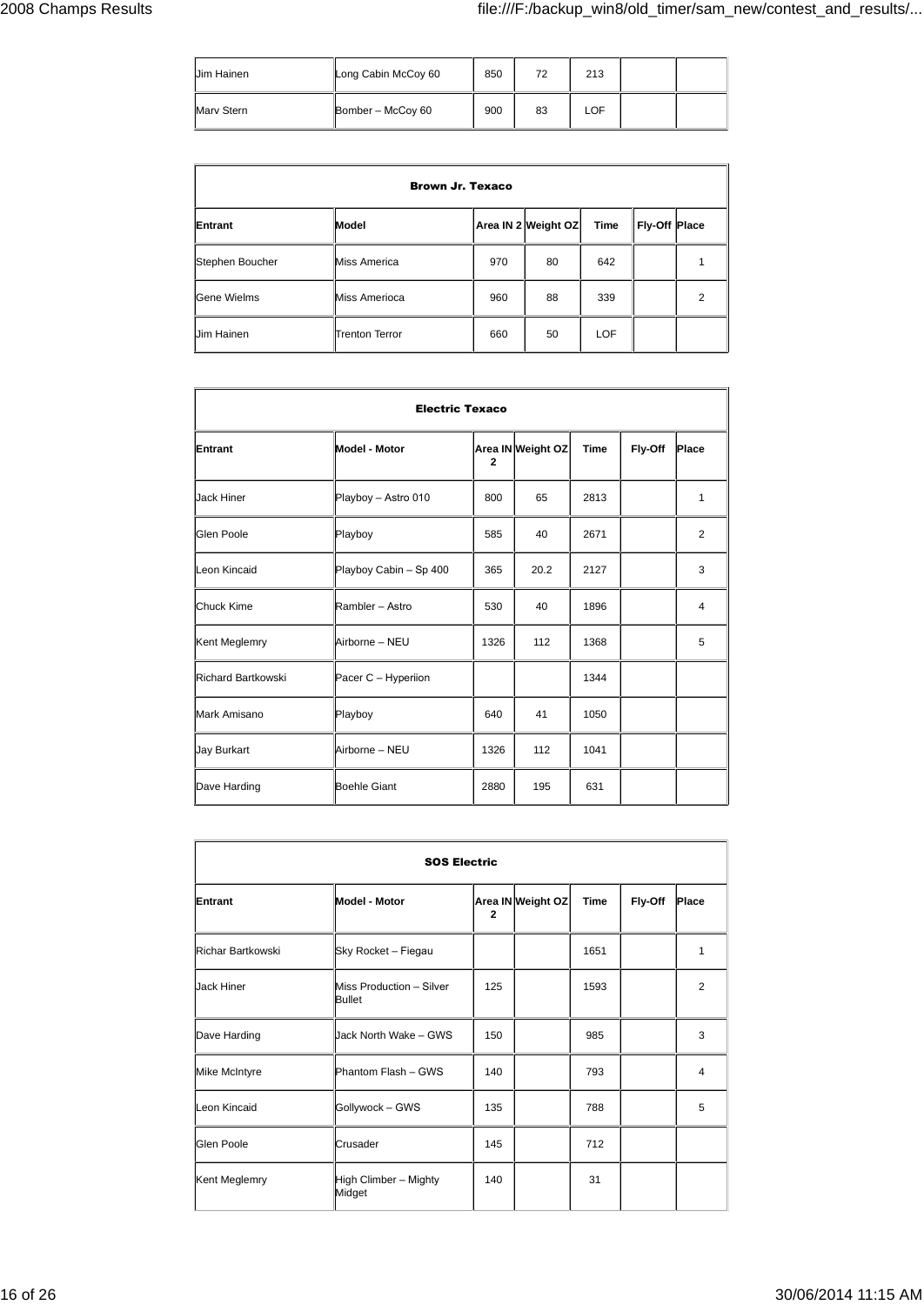| | | | | | | |
|---|---|---|---|---|---|---|
| Jim Hainen | Long Cabin McCoy 60 | 850 | 72 | 213 | | |
| Marv Stern | Bomber – McCoy 60 | 900 | 83 | LOF | | |

**Brown Jr. Texaco**

| Entrant | Model | Area IN 2 | Weight OZ | Time | Fly-Off | Place |
|---|---|---|---|---|---|---|
| Stephen Boucher | Miss America | 970 | 80 | 642 | | 1 |
| Gene Wielms | Miss Amerioca | 960 | 88 | 339 | | 2 |
| Jim Hainen | Trenton Terror | 660 | 50 | LOF | | |

**Electric Texaco**

| Entrant | Model - Motor | Area IN 2 | Weight OZ | Time | Fly-Off | Place |
|---|---|---|---|---|---|---|
| Jack Hiner | Playboy – Astro 010 | 800 | 65 | 2813 | | 1 |
| Glen Poole | Playboy | 585 | 40 | 2671 | | 2 |
| Leon Kincaid | Playboy Cabin – Sp 400 | 365 | 20.2 | 2127 | | 3 |
| Chuck Kime | Rambler – Astro | 530 | 40 | 1896 | | 4 |
| Kent Meglemry | Airborne – NEU | 1326 | 112 | 1368 | | 5 |
| Richard Bartkowski | Pacer C – Hyperiion | | | 1344 | | |
| Mark Amisano | Playboy | 640 | 41 | 1050 | | |
| Jay Burkart | Airborne – NEU | 1326 | 112 | 1041 | | |
| Dave Harding | Boehle Giant | 2880 | 195 | 631 | | |

**SOS Electric**

| Entrant | Model - Motor | Area IN 2 | Weight OZ | Time | Fly-Off | Place |
|---|---|---|---|---|---|---|
| Richar Bartkowski | Sky Rocket – Fiegau | | | 1651 | | 1 |
| Jack Hiner | Miss Production – Silver Bullet | 125 | | 1593 | | 2 |
| Dave Harding | Jack North Wake – GWS | 150 | | 985 | | 3 |
| Mike McIntyre | Phantom Flash – GWS | 140 | | 793 | | 4 |
| Leon Kincaid | Gollywock – GWS | 135 | | 788 | | 5 |
| Glen Poole | Crusader | 145 | | 712 | | |
| Kent Meglemry | High Climber – Mighty Midget | 140 | | 31 | | |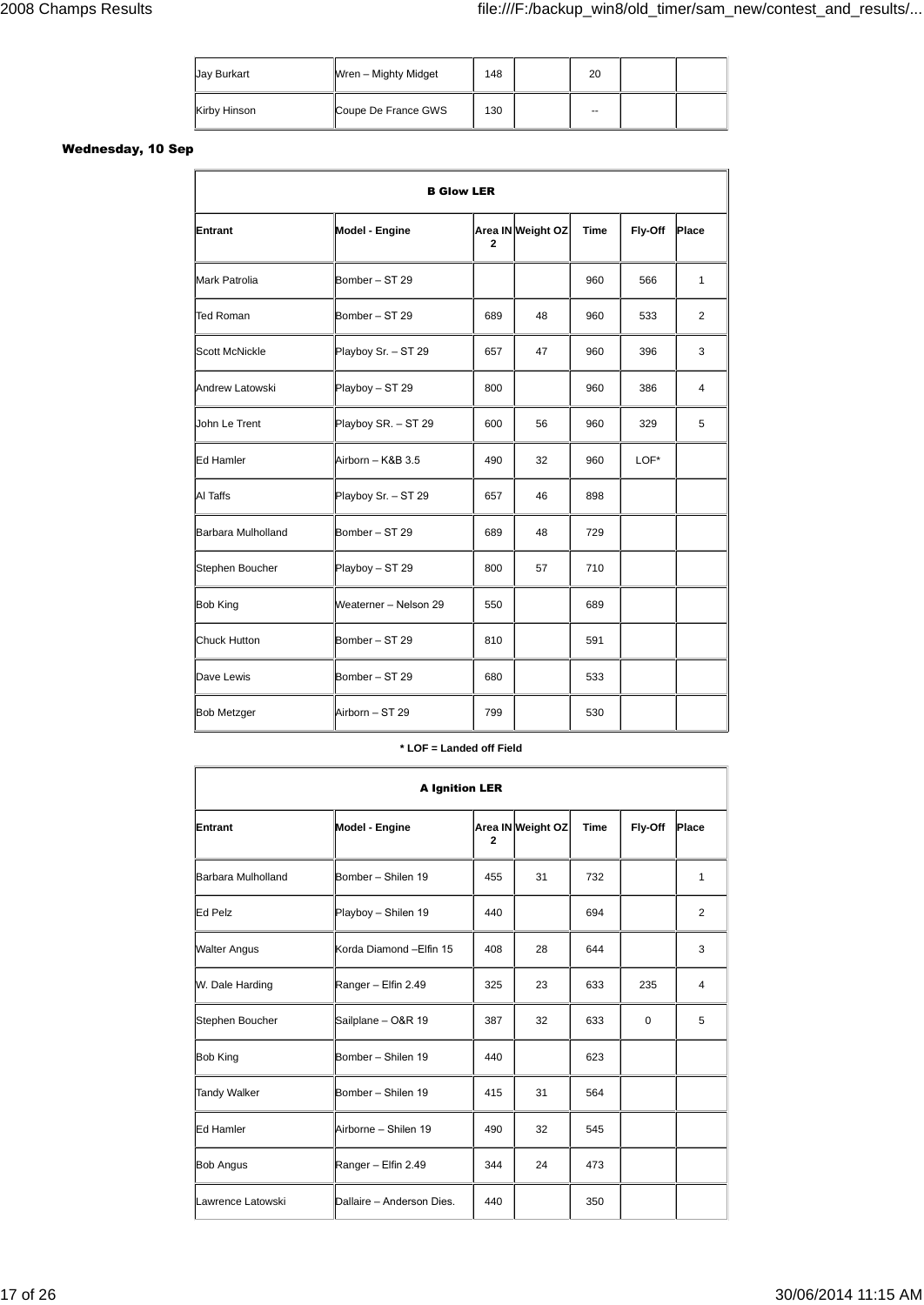| Jay Burkart | Wren – Mighty Midget | 148 | | 20 | | |
|---|---|---|---|---|---|---|
| Kirby Hinson | Coupe De France GWS | 130 | | -- | | |

### Wednesday, 10 Sep

| B Glow LER | | | | | | |
|---|---|---|---|---|---|---|
| **Entrant** | **Model - Engine** | **Area IN 2** | **Weight OZ** | **Time** | **Fly-Off** | **Place** |
| Mark Patrolia | Bomber – ST 29 | | | 960 | 566 | 1 |
| Ted Roman | Bomber – ST 29 | 689 | 48 | 960 | 533 | 2 |
| Scott McNickle | Playboy Sr. – ST 29 | 657 | 47 | 960 | 396 | 3 |
| Andrew Latowski | Playboy – ST 29 | 800 | | 960 | 386 | 4 |
| John Le Trent | Playboy SR. – ST 29 | 600 | 56 | 960 | 329 | 5 |
| Ed Hamler | Airborn – K&B 3.5 | 490 | 32 | 960 | LOF* | |
| Al Taffs | Playboy Sr. – ST 29 | 657 | 46 | 898 | | |
| Barbara Mulholland | Bomber – ST 29 | 689 | 48 | 729 | | |
| Stephen Boucher | Playboy – ST 29 | 800 | 57 | 710 | | |
| Bob King | Weaterner – Nelson 29 | 550 | | 689 | | |
| Chuck Hutton | Bomber – ST 29 | 810 | | 591 | | |
| Dave Lewis | Bomber – ST 29 | 680 | | 533 | | |
| Bob Metzger | Airborn – ST 29 | 799 | | 530 | | |

**\* LOF = Landed off Field**

| A Ignition LER | | | | | | |
|---|---|---|---|---|---|---|
| **Entrant** | **Model - Engine** | **Area IN 2** | **Weight OZ** | **Time** | **Fly-Off** | **Place** |
| Barbara Mulholland | Bomber – Shilen 19 | 455 | 31 | 732 | | 1 |
| Ed Pelz | Playboy – Shilen 19 | 440 | | 694 | | 2 |
| Walter Angus | Korda Diamond –Elfin 15 | 408 | 28 | 644 | | 3 |
| W. Dale Harding | Ranger – Elfin 2.49 | 325 | 23 | 633 | 235 | 4 |
| Stephen Boucher | Sailplane – O&R 19 | 387 | 32 | 633 | 0 | 5 |
| Bob King | Bomber – Shilen 19 | 440 | | 623 | | |
| Tandy Walker | Bomber – Shilen 19 | 415 | 31 | 564 | | |
| Ed Hamler | Airborne – Shilen 19 | 490 | 32 | 545 | | |
| Bob Angus | Ranger – Elfin 2.49 | 344 | 24 | 473 | | |
| Lawrence Latowski | Dallaire – Anderson Dies. | 440 | | 350 | | |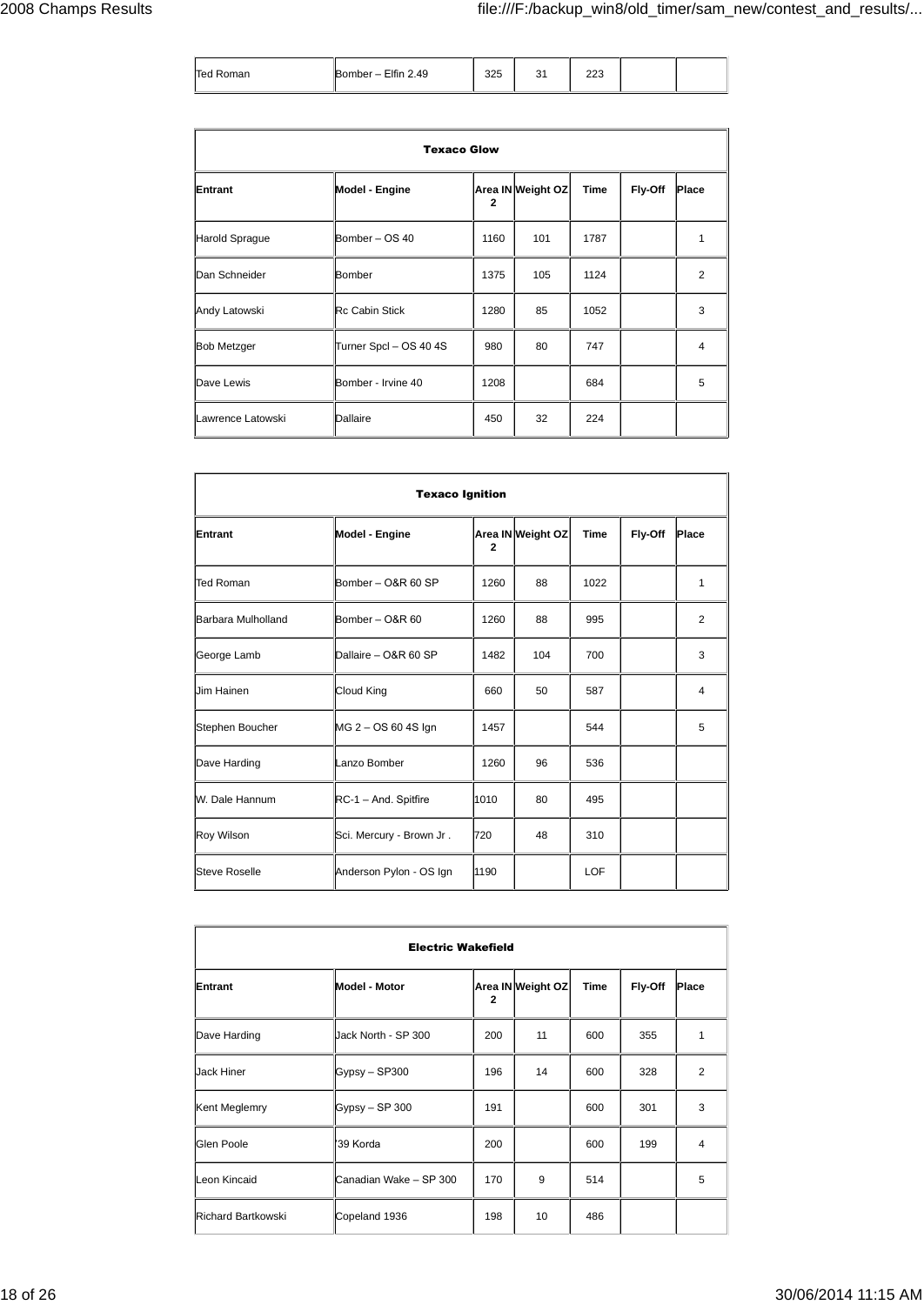| | | | | | | |
|---|---|---|---|---|---|---|
| Ted Roman | Bomber – Elfin 2.49 | 325 | 31 | 223 | | |

| Texaco Glow | | | | | | |
|---|---|---|---|---|---|---|
| **Entrant** | **Model - Engine** | **Area IN 2** | **Weight OZ** | **Time** | **Fly-Off** | **Place** |
| Harold Sprague | Bomber – OS 40 | 1160 | 101 | 1787 | | 1 |
| Dan Schneider | Bomber | 1375 | 105 | 1124 | | 2 |
| Andy Latowski | Rc Cabin Stick | 1280 | 85 | 1052 | | 3 |
| Bob Metzger | Turner Spcl – OS 40 4S | 980 | 80 | 747 | | 4 |
| Dave Lewis | Bomber - Irvine 40 | 1208 | | 684 | | 5 |
| Lawrence Latowski | Dallaire | 450 | 32 | 224 | | |

| Texaco Ignition | | | | | | |
|---|---|---|---|---|---|---|
| **Entrant** | **Model - Engine** | **Area IN 2** | **Weight OZ** | **Time** | **Fly-Off** | **Place** |
| Ted Roman | Bomber – O&R 60 SP | 1260 | 88 | 1022 | | 1 |
| Barbara Mulholland | Bomber – O&R 60 | 1260 | 88 | 995 | | 2 |
| George Lamb | Dallaire – O&R 60 SP | 1482 | 104 | 700 | | 3 |
| Jim Hainen | Cloud King | 660 | 50 | 587 | | 4 |
| Stephen Boucher | MG 2 – OS 60 4S Ign | 1457 | | 544 | | 5 |
| Dave Harding | Lanzo Bomber | 1260 | 96 | 536 | | |
| W. Dale Hannum | RC-1 – And. Spitfire | 1010 | 80 | 495 | | |
| Roy Wilson | Sci. Mercury - Brown Jr . | 720 | 48 | 310 | | |
| Steve Roselle | Anderson Pylon - OS Ign | 1190 | | LOF | | |

| Electric Wakefield | | | | | | |
|---|---|---|---|---|---|---|
| **Entrant** | **Model - Motor** | **Area IN 2** | **Weight OZ** | **Time** | **Fly-Off** | **Place** |
| Dave Harding | Jack North - SP 300 | 200 | 11 | 600 | 355 | 1 |
| Jack Hiner | Gypsy – SP300 | 196 | 14 | 600 | 328 | 2 |
| Kent Meglemry | Gypsy – SP 300 | 191 | | 600 | 301 | 3 |
| Glen Poole | '39 Korda | 200 | | 600 | 199 | 4 |
| Leon Kincaid | Canadian Wake – SP 300 | 170 | 9 | 514 | | 5 |
| Richard Bartkowski | Copeland 1936 | 198 | 10 | 486 | | |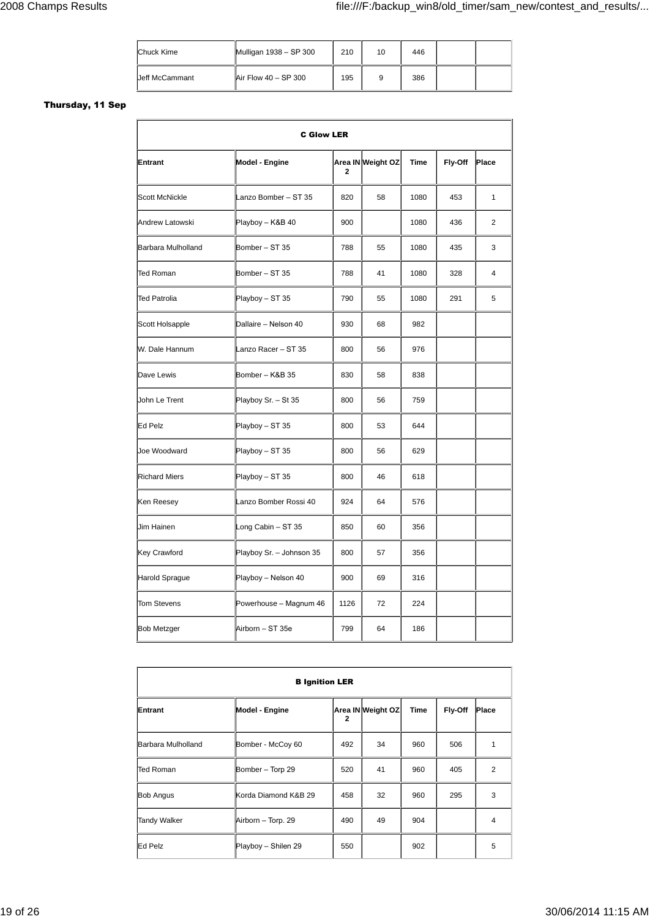| Chuck Kime | Mulligan 1938 – SP 300 | 210 | 10 | 446 | | |
|---|---|---|---|---|---|---|
| Jeff McCammant | Air Flow 40 – SP 300 | 195 | 9 | 386 | | |

**Thursday, 11 Sep**

| C Glow LER | | | | | | |
|---|---|---|---|---|---|---|
| **Entrant** | **Model - Engine** | **Area IN 2** | **Weight OZ** | **Time** | **Fly-Off** | **Place** |
| Scott McNickle | Lanzo Bomber – ST 35 | 820 | 58 | 1080 | 453 | 1 |
| Andrew Latowski | Playboy – K&B 40 | 900 | | 1080 | 436 | 2 |
| Barbara Mulholland | Bomber – ST 35 | 788 | 55 | 1080 | 435 | 3 |
| Ted Roman | Bomber – ST 35 | 788 | 41 | 1080 | 328 | 4 |
| Ted Patrolia | Playboy – ST 35 | 790 | 55 | 1080 | 291 | 5 |
| Scott Holsapple | Dallaire – Nelson 40 | 930 | 68 | 982 | | |
| W. Dale Hannum | Lanzo Racer – ST 35 | 800 | 56 | 976 | | |
| Dave Lewis | Bomber – K&B 35 | 830 | 58 | 838 | | |
| John Le Trent | Playboy Sr. – St 35 | 800 | 56 | 759 | | |
| Ed Pelz | Playboy – ST 35 | 800 | 53 | 644 | | |
| Joe Woodward | Playboy – ST 35 | 800 | 56 | 629 | | |
| Richard Miers | Playboy – ST 35 | 800 | 46 | 618 | | |
| Ken Reesey | Lanzo Bomber Rossi 40 | 924 | 64 | 576 | | |
| Jim Hainen | Long Cabin – ST 35 | 850 | 60 | 356 | | |
| Key Crawford | Playboy Sr. – Johnson 35 | 800 | 57 | 356 | | |
| Harold Sprague | Playboy – Nelson 40 | 900 | 69 | 316 | | |
| Tom Stevens | Powerhouse – Magnum 46 | 1126 | 72 | 224 | | |
| Bob Metzger | Airborn – ST 35e | 799 | 64 | 186 | | |

| B Ignition LER | | | | | | |
|---|---|---|---|---|---|---|
| **Entrant** | **Model - Engine** | **Area IN 2** | **Weight OZ** | **Time** | **Fly-Off** | **Place** |
| Barbara Mulholland | Bomber - McCoy 60 | 492 | 34 | 960 | 506 | 1 |
| Ted Roman | Bomber – Torp 29 | 520 | 41 | 960 | 405 | 2 |
| Bob Angus | Korda Diamond K&B 29 | 458 | 32 | 960 | 295 | 3 |
| Tandy Walker | Airborn – Torp. 29 | 490 | 49 | 904 | | 4 |
| Ed Pelz | Playboy – Shilen 29 | 550 | | 902 | | 5 |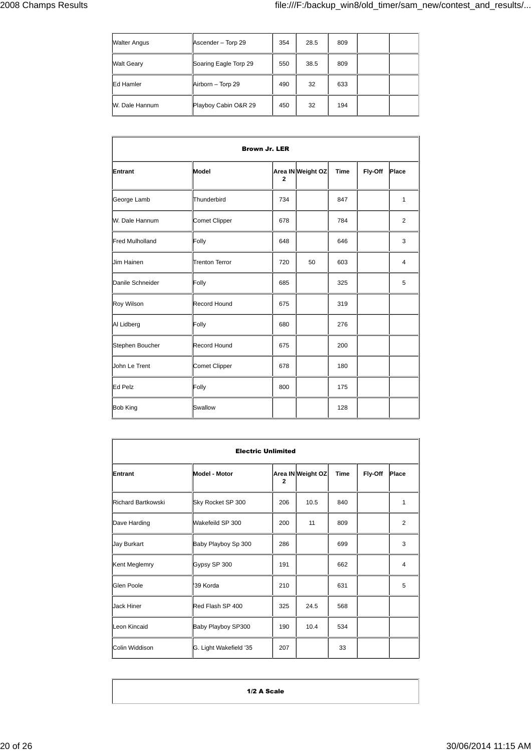| | | | | | | |
|---|---|---|---|---|---|---|
| Walter Angus | Ascender – Torp 29 | 354 | 28.5 | 809 | | |
| Walt Geary | Soaring Eagle Torp 29 | 550 | 38.5 | 809 | | |
| Ed Hamler | Airborn – Torp 29 | 490 | 32 | 633 | | |
| W. Dale Hannum | Playboy Cabin O&R 29 | 450 | 32 | 194 | | |

| **Brown Jr. LER** | | | | | | |
|---|---|---|---|---|---|---|
| **Entrant** | **Model** | **Area IN 2** | **Weight OZ** | **Time** | **Fly-Off** | **Place** |
| George Lamb | Thunderbird | 734 | | 847 | | 1 |
| W. Dale Hannum | Comet Clipper | 678 | | 784 | | 2 |
| Fred Mulholland | Folly | 648 | | 646 | | 3 |
| Jim Hainen | Trenton Terror | 720 | 50 | 603 | | 4 |
| Danile Schneider | Folly | 685 | | 325 | | 5 |
| Roy Wilson | Record Hound | 675 | | 319 | | |
| Al Lidberg | Folly | 680 | | 276 | | |
| Stephen Boucher | Record Hound | 675 | | 200 | | |
| John Le Trent | Comet Clipper | 678 | | 180 | | |
| Ed Pelz | Folly | 800 | | 175 | | |
| Bob King | Swallow | | | 128 | | |

| **Electric Unlimited** | | | | | | |
|---|---|---|---|---|---|---|
| **Entrant** | **Model - Motor** | **Area IN 2** | **Weight OZ** | **Time** | **Fly-Off** | **Place** |
| Richard Bartkowski | Sky Rocket SP 300 | 206 | 10.5 | 840 | | 1 |
| Dave Harding | Wakefeild SP 300 | 200 | 11 | 809 | | 2 |
| Jay Burkart | Baby Playboy Sp 300 | 286 | | 699 | | 3 |
| Kent Meglemry | Gypsy SP 300 | 191 | | 662 | | 4 |
| Glen Poole | '39 Korda | 210 | | 631 | | 5 |
| Jack Hiner | Red Flash SP 400 | 325 | 24.5 | 568 | | |
| Leon Kincaid | Baby Playboy SP300 | 190 | 10.4 | 534 | | |
| Colin Widdison | G. Light Wakefield '35 | 207 | | 33 | | |

| **1/2 A Scale** |
|---|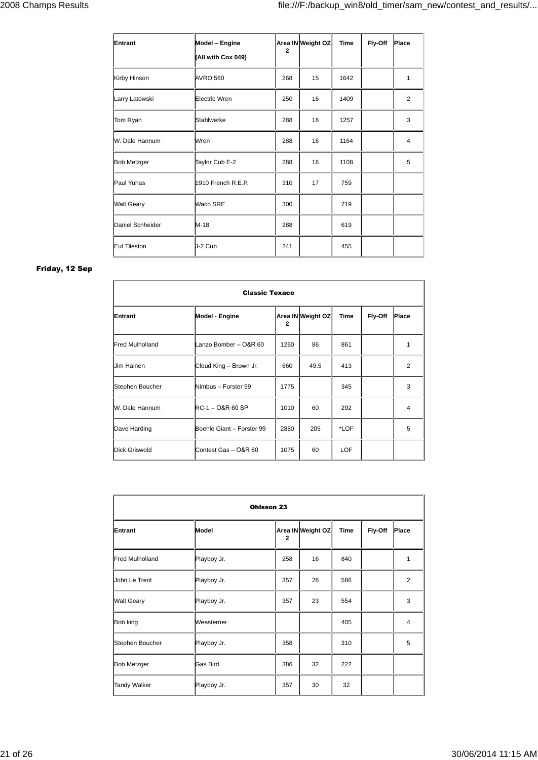| Entrant | Model – Engine (All with Cox 049) | Area IN 2 | Weight OZ | Time | Fly-Off | Place |
|---|---|---|---|---|---|---|
| Kirby Hinson | AVRO 560 | 268 | 15 | 1642 | | 1 |
| Larry Latowski | Electric Wren | 250 | 16 | 1409 | | 2 |
| Tom Ryan | Stahlwerke | 288 | 18 | 1257 | | 3 |
| W. Dale Hannum | Wren | 288 | 16 | 1164 | | 4 |
| Bob Metzger | Taylor Cub E-2 | 288 | 16 | 1108 | | 5 |
| Paul Yuhas | 1910 French R.E.P. | 310 | 17 | 759 | | |
| Walt Geary | Waco SRE | 300 | | 719 | | |
| Daniel Scnheider | M-18 | 288 | | 619 | | |
| Eut Tileston | J-2 Cub | 241 | | 455 | | |

**Friday, 12 Sep**

| Classic Texaco | | | | | | |
|---|---|---|---|---|---|---|
| **Entrant** | **Model - Engine** | **Area IN 2** | **Weight OZ** | **Time** | **Fly-Off** | **Place** |
| Fred Mulholland | Lanzo Bomber – O&R 60 | 1260 | 86 | 861 | | 1 |
| Jim Hainen | Cloud King – Brown Jr. | 660 | 49.5 | 413 | | 2 |
| Stephen Boucher | Nimbus – Forster 99 | 1775 | | 345 | | 3 |
| W. Dale Hannum | RC-1 – O&R 60 SP | 1010 | 60 | 292 | | 4 |
| Dave Harding | Boehle Giant – Forster 99 | 2880 | 205 | *LOF | | 5 |
| Dick Griswold | Contest Gas – O&R 60 | 1075 | 60 | LOF | | |

| Ohlsson 23 | | | | | | |
|---|---|---|---|---|---|---|
| **Entrant** | **Model** | **Area IN 2** | **Weight OZ** | **Time** | **Fly-Off** | **Place** |
| Fred Mulholland | Playboy Jr. | 258 | 16 | 840 | | 1 |
| John Le Trent | Playboy Jr. | 357 | 28 | 586 | | 2 |
| Walt Geary | Playboy Jr. | 357 | 23 | 554 | | 3 |
| Bob king | Weasterner | | | 405 | | 4 |
| Stephen Boucher | Playboy Jr. | 358 | | 310 | | 5 |
| Bob Metzger | Gas Bird | 386 | 32 | 222 | | |
| Tandy Walker | Playboy Jr. | 357 | 30 | 32 | | |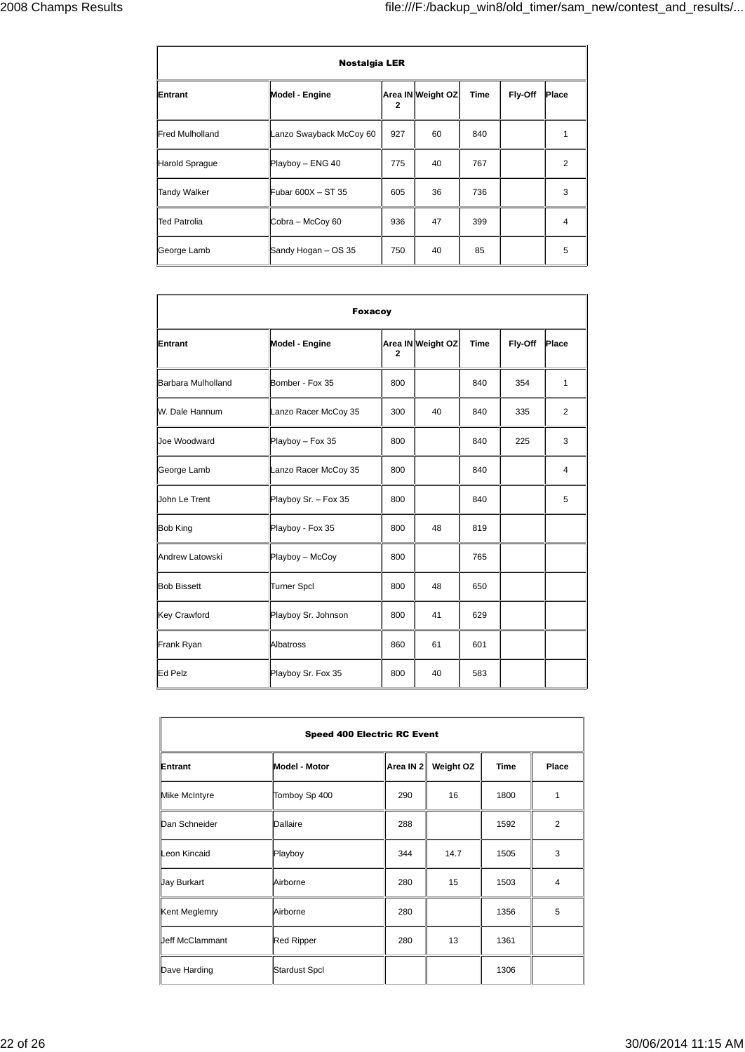| Nostalgia LER | | | | | | |
|---|---|---|---|---|---|---|
| Entrant | Model - Engine | Area IN 2 | Weight OZ | Time | Fly-Off | Place |
| Fred Mulholland | Lanzo Swayback McCoy 60 | 927 | 60 | 840 | | 1 |
| Harold Sprague | Playboy – ENG 40 | 775 | 40 | 767 | | 2 |
| Tandy Walker | Fubar 600X – ST 35 | 605 | 36 | 736 | | 3 |
| Ted Patrolia | Cobra – McCoy 60 | 936 | 47 | 399 | | 4 |
| George Lamb | Sandy Hogan – OS 35 | 750 | 40 | 85 | | 5 |

| Foxacoy | | | | | | |
|---|---|---|---|---|---|---|
| Entrant | Model - Engine | Area IN 2 | Weight OZ | Time | Fly-Off | Place |
| Barbara Mulholland | Bomber - Fox 35 | 800 | | 840 | 354 | 1 |
| W. Dale Hannum | Lanzo Racer McCoy 35 | 300 | 40 | 840 | 335 | 2 |
| Joe Woodward | Playboy – Fox 35 | 800 | | 840 | 225 | 3 |
| George Lamb | Lanzo Racer McCoy 35 | 800 | | 840 | | 4 |
| John Le Trent | Playboy Sr. – Fox 35 | 800 | | 840 | | 5 |
| Bob King | Playboy - Fox 35 | 800 | 48 | 819 | | |
| Andrew Latowski | Playboy – McCoy | 800 | | 765 | | |
| Bob Bissett | Turner Spcl | 800 | 48 | 650 | | |
| Key Crawford | Playboy Sr. Johnson | 800 | 41 | 629 | | |
| Frank Ryan | Albatross | 860 | 61 | 601 | | |
| Ed Pelz | Playboy Sr. Fox 35 | 800 | 40 | 583 | | |

| Speed 400 Electric RC Event | | | | | |
|---|---|---|---|---|---|
| Entrant | Model - Motor | Area IN 2 | Weight OZ | Time | Place |
| Mike McIntyre | Tomboy Sp 400 | 290 | 16 | 1800 | 1 |
| Dan Schneider | Dallaire | 288 | | 1592 | 2 |
| Leon Kincaid | Playboy | 344 | 14.7 | 1505 | 3 |
| Jay Burkart | Airborne | 280 | 15 | 1503 | 4 |
| Kent Meglemry | Airborne | 280 | | 1356 | 5 |
| Jeff McClammant | Red Ripper | 280 | 13 | 1361 | |
| Dave Harding | Stardust Spcl | | | 1306 | |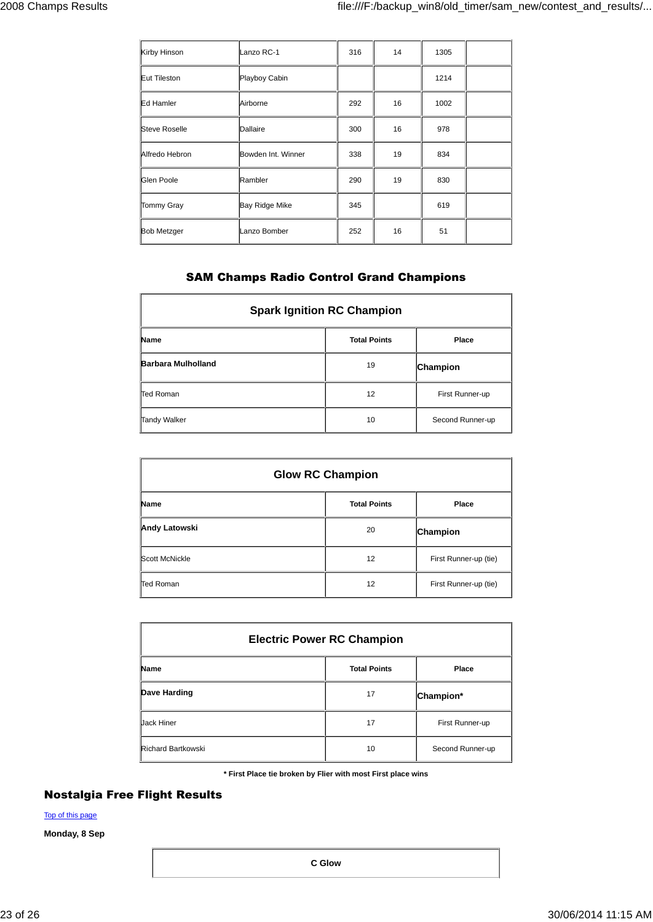| | | | | | |
|---|---|---|---|---|---|
| Kirby Hinson | Lanzo RC-1 | 316 | 14 | 1305 | |
| Eut Tileston | Playboy Cabin | | | 1214 | |
| Ed Hamler | Airborne | 292 | 16 | 1002 | |
| Steve Roselle | Dallaire | 300 | 16 | 978 | |
| Alfredo Hebron | Bowden Int. Winner | 338 | 19 | 834 | |
| Glen Poole | Rambler | 290 | 19 | 830 | |
| Tommy Gray | Bay Ridge Mike | 345 | | 619 | |
| Bob Metzger | Lanzo Bomber | 252 | 16 | 51 | |

## SAM Champs Radio Control Grand Champions

**Spark Ignition RC Champion**

| Name | Total Points | Place |
|---|---|---|
| **Barbara Mulholland** | 19 | **Champion** |
| Ted Roman | 12 | First Runner-up |
| Tandy Walker | 10 | Second Runner-up |

**Glow RC Champion**

| Name | Total Points | Place |
|---|---|---|
| **Andy Latowski** | 20 | **Champion** |
| Scott McNickle | 12 | First Runner-up (tie) |
| Ted Roman | 12 | First Runner-up (tie) |

**Electric Power RC Champion**

| Name | Total Points | Place |
|---|---|---|
| **Dave Harding** | 17 | **Champion*** |
| Jack Hiner | 17 | First Runner-up |
| Richard Bartkowski | 10 | Second Runner-up |

**\* First Place tie broken by Flier with most First place wins**

## Nostalgia Free Flight Results

Top of this page

**Monday, 8 Sep**

**C Glow**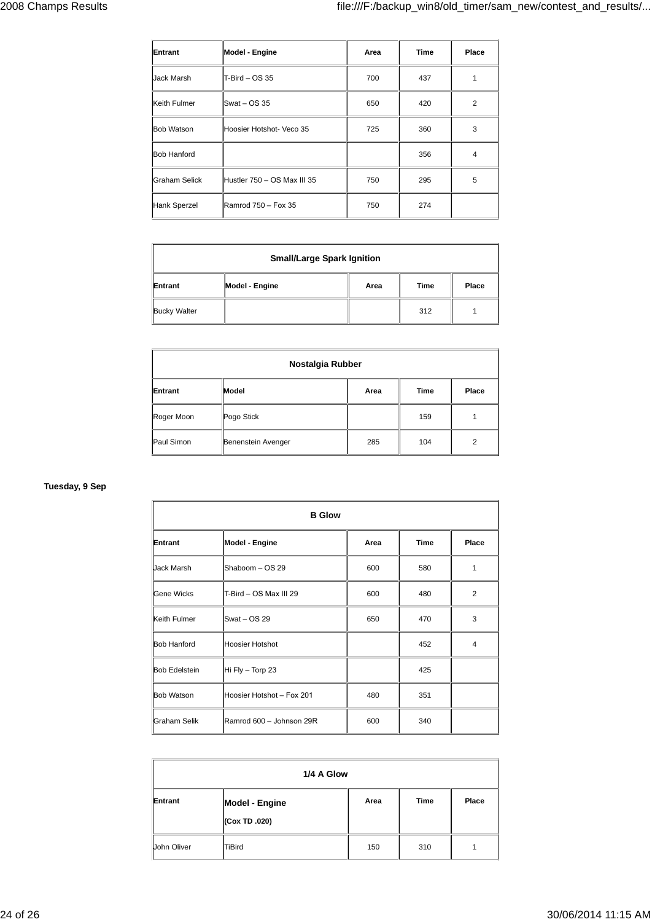| Entrant | Model - Engine | Area | Time | Place |
|---|---|---|---|---|
| Jack Marsh | T-Bird – OS 35 | 700 | 437 | 1 |
| Keith Fulmer | Swat – OS 35 | 650 | 420 | 2 |
| Bob Watson | Hoosier Hotshot- Veco 35 | 725 | 360 | 3 |
| Bob Hanford | | | 356 | 4 |
| Graham Selick | Hustler 750 – OS Max III 35 | 750 | 295 | 5 |
| Hank Sperzel | Ramrod 750 – Fox 35 | 750 | 274 | |

| Small/Large Spark Ignition | | | | |
|---|---|---|---|---|
| **Entrant** | **Model - Engine** | **Area** | **Time** | **Place** |
| Bucky Walter | | | 312 | 1 |

| Nostalgia Rubber | | | | |
|---|---|---|---|---|
| **Entrant** | **Model** | **Area** | **Time** | **Place** |
| Roger Moon | Pogo Stick | | 159 | 1 |
| Paul Simon | Benenstein Avenger | 285 | 104 | 2 |

**Tuesday, 9 Sep**

| B Glow | | | | |
|---|---|---|---|---|
| **Entrant** | **Model - Engine** | **Area** | **Time** | **Place** |
| Jack Marsh | Shaboom – OS 29 | 600 | 580 | 1 |
| Gene Wicks | T-Bird – OS Max III 29 | 600 | 480 | 2 |
| Keith Fulmer | Swat – OS 29 | 650 | 470 | 3 |
| Bob Hanford | Hoosier Hotshot | | 452 | 4 |
| Bob Edelstein | Hi Fly – Torp 23 | | 425 | |
| Bob Watson | Hoosier Hotshot – Fox 201 | 480 | 351 | |
| Graham Selik | Ramrod 600 – Johnson 29R | 600 | 340 | |

| 1/4 A Glow | | | | |
|---|---|---|---|---|
| **Entrant** | **Model - Engine (Cox TD .020)** | **Area** | **Time** | **Place** |
| John Oliver | TiBird | 150 | 310 | 1 |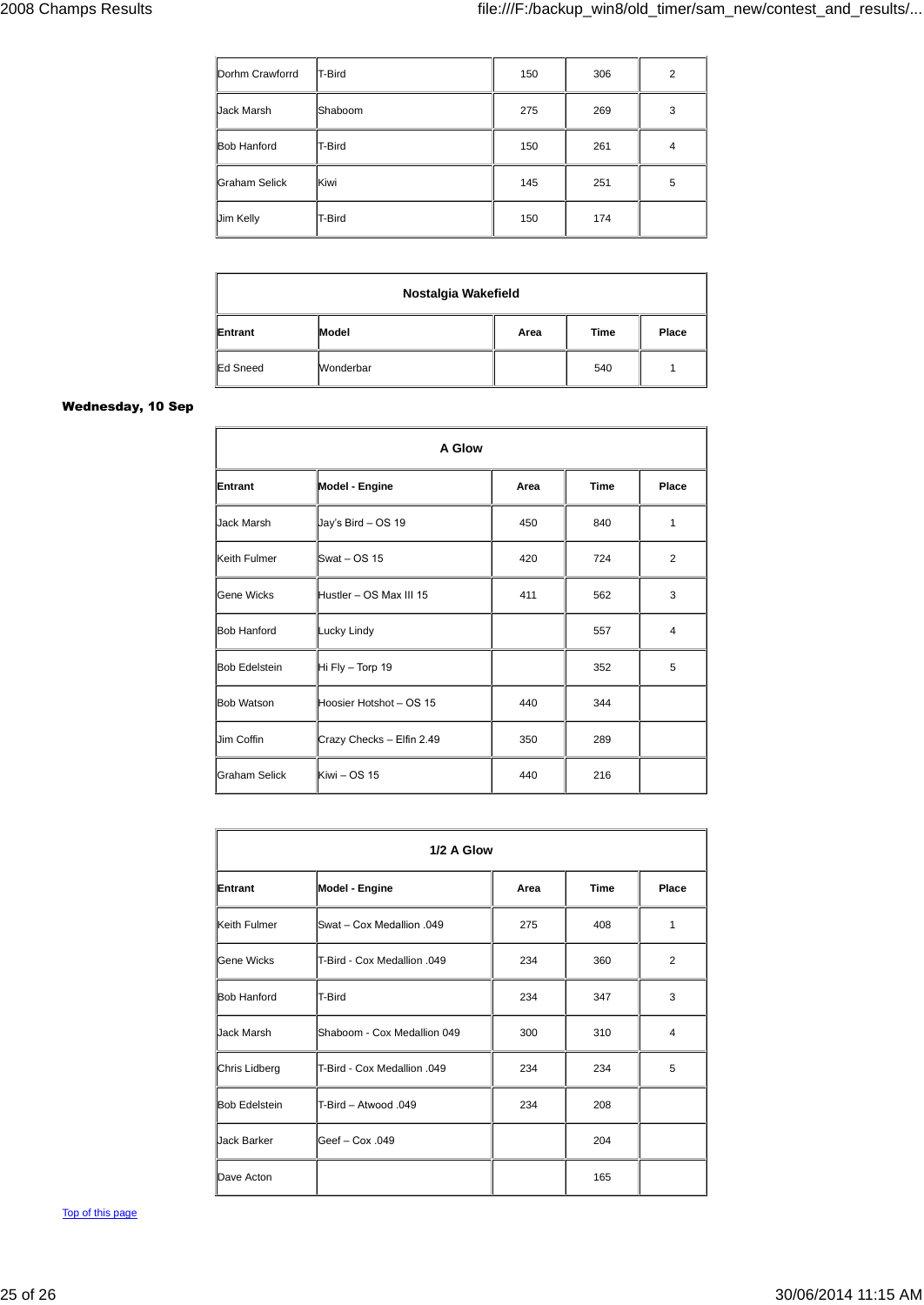| | | | | |
|---|---|---|---|---|
| Dorhm Crawforrd | T-Bird | 150 | 306 | 2 |
| Jack Marsh | Shaboom | 275 | 269 | 3 |
| Bob Hanford | T-Bird | 150 | 261 | 4 |
| Graham Selick | Kiwi | 145 | 251 | 5 |
| Jim Kelly | T-Bird | 150 | 174 | |

| Nostalgia Wakefield | | | | |
|---|---|---|---|---|
| **Entrant** | **Model** | **Area** | **Time** | **Place** |
| Ed Sneed | Wonderbar | | 540 | 1 |

**Wednesday, 10 Sep**

| A Glow | | | | |
|---|---|---|---|---|
| **Entrant** | **Model - Engine** | **Area** | **Time** | **Place** |
| Jack Marsh | Jay's Bird – OS 19 | 450 | 840 | 1 |
| Keith Fulmer | Swat – OS 15 | 420 | 724 | 2 |
| Gene Wicks | Hustler – OS Max III 15 | 411 | 562 | 3 |
| Bob Hanford | Lucky Lindy | | 557 | 4 |
| Bob Edelstein | Hi Fly – Torp 19 | | 352 | 5 |
| Bob Watson | Hoosier Hotshot – OS 15 | 440 | 344 | |
| Jim Coffin | Crazy Checks – Elfin 2.49 | 350 | 289 | |
| Graham Selick | Kiwi – OS 15 | 440 | 216 | |

| 1/2 A Glow | | | | |
|---|---|---|---|---|
| **Entrant** | **Model - Engine** | **Area** | **Time** | **Place** |
| Keith Fulmer | Swat – Cox Medallion .049 | 275 | 408 | 1 |
| Gene Wicks | T-Bird - Cox Medallion .049 | 234 | 360 | 2 |
| Bob Hanford | T-Bird | 234 | 347 | 3 |
| Jack Marsh | Shaboom - Cox Medallion 049 | 300 | 310 | 4 |
| Chris Lidberg | T-Bird - Cox Medallion .049 | 234 | 234 | 5 |
| Bob Edelstein | T-Bird – Atwood .049 | 234 | 208 | |
| Jack Barker | Geef – Cox .049 | | 204 | |
| Dave Acton | | | 165 | |

Top of this page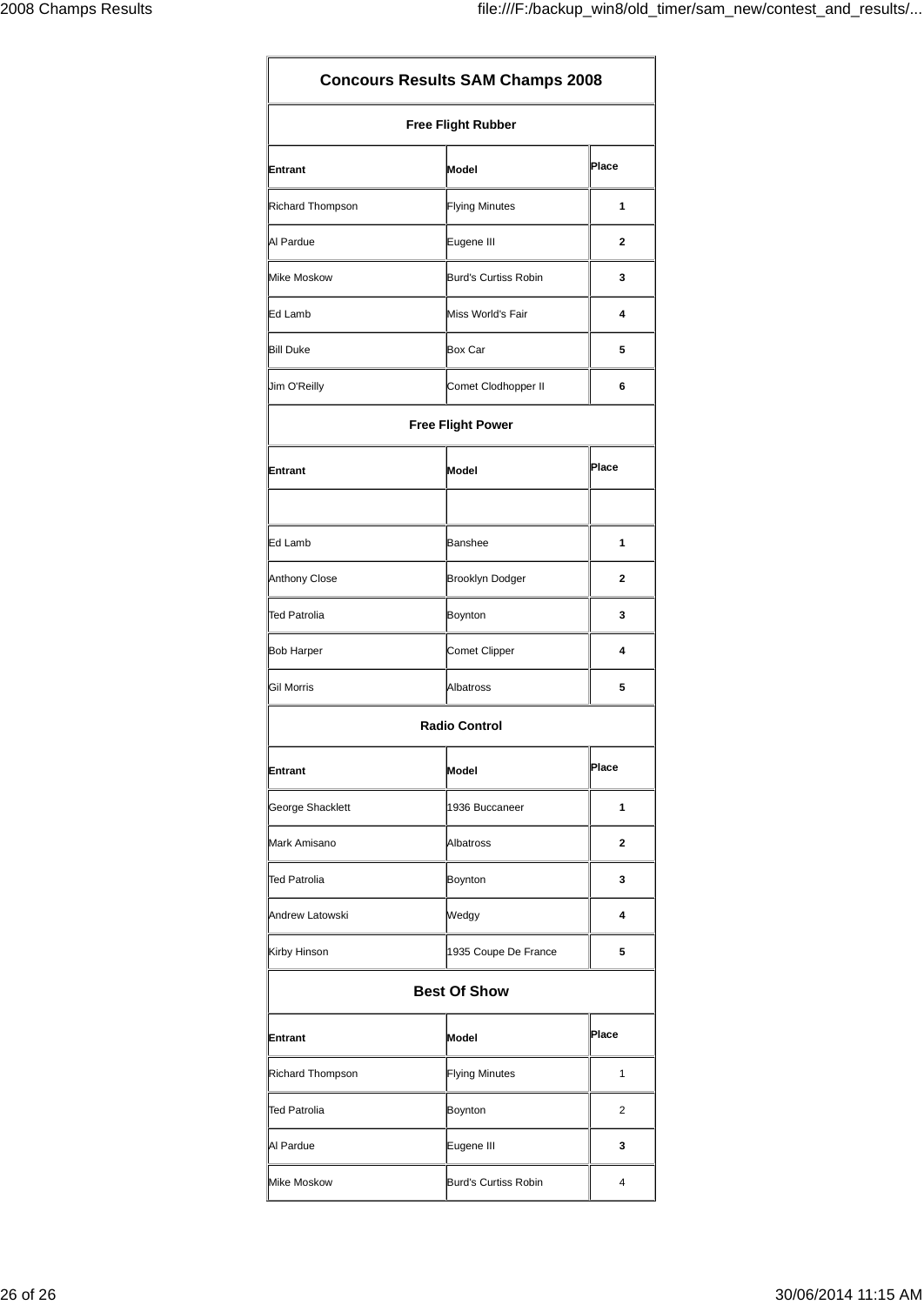# Concours Results SAM Champs 2008

## Free Flight Rubber

| Entrant | Model | Place |
|---|---|---|
| Richard Thompson | Flying Minutes | **1** |
| Al Pardue | Eugene III | **2** |
| Mike Moskow | Burd's Curtiss Robin | **3** |
| Ed Lamb | Miss World's Fair | **4** |
| Bill Duke | Box Car | **5** |
| Jim O'Reilly | Comet Clodhopper II | **6** |

## Free Flight Power

| Entrant | Model | Place |
|---|---|---|
| | | |
| Ed Lamb | Banshee | **1** |
| Anthony Close | Brooklyn Dodger | **2** |
| Ted Patrolia | Boynton | **3** |
| Bob Harper | Comet Clipper | **4** |
| Gil Morris | Albatross | **5** |

## Radio Control

| Entrant | Model | Place |
|---|---|---|
| George Shacklett | 1936 Buccaneer | **1** |
| Mark Amisano | Albatross | **2** |
| Ted Patrolia | Boynton | **3** |
| Andrew Latowski | Wedgy | **4** |
| Kirby Hinson | 1935 Coupe De France | **5** |

## Best Of Show

| Entrant | Model | Place |
|---|---|---|
| Richard Thompson | Flying Minutes | 1 |
| Ted Patrolia | Boynton | 2 |
| Al Pardue | Eugene III | **3** |
| Mike Moskow | Burd's Curtiss Robin | 4 |